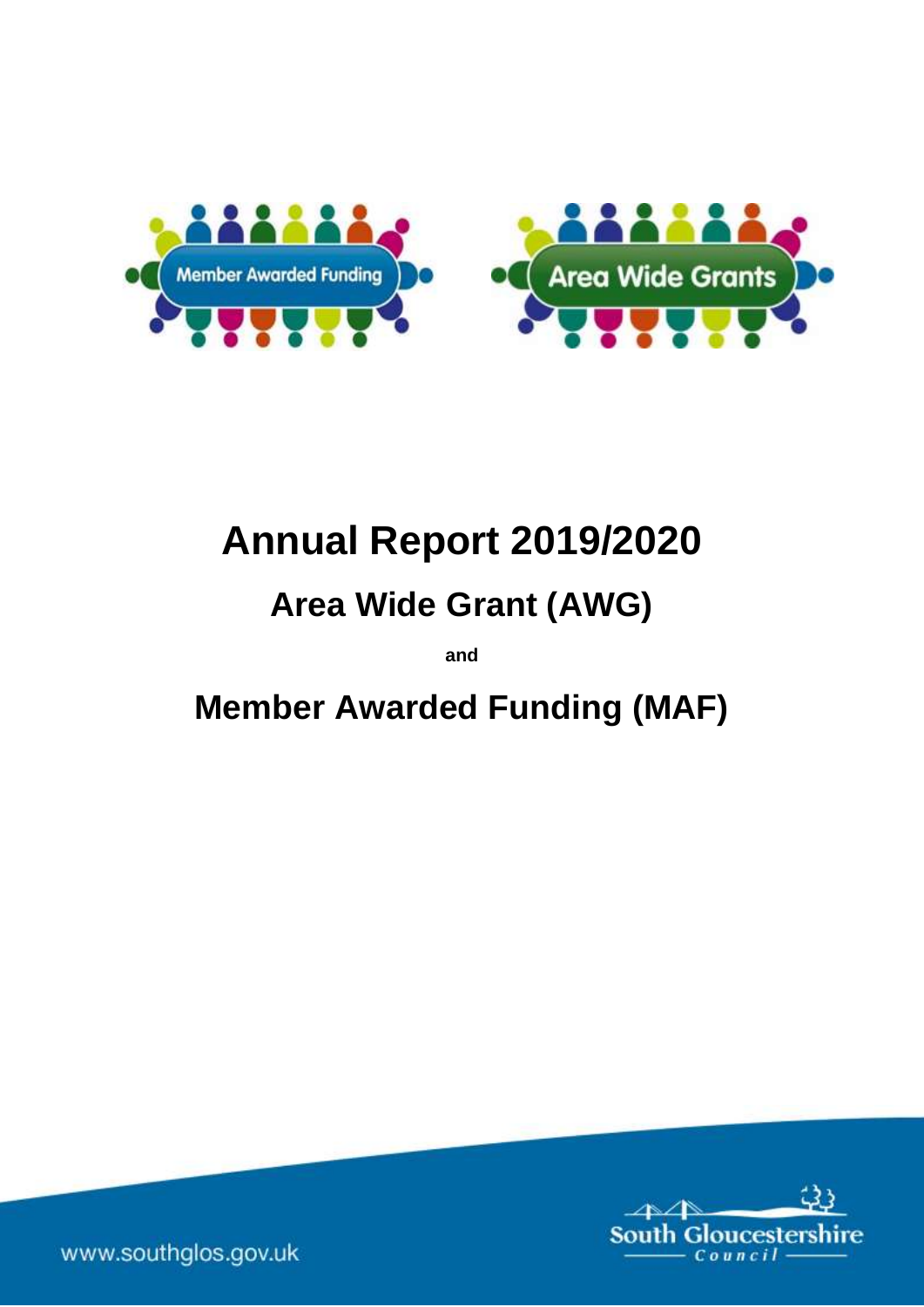# Annual Report 2019/2020

## Area Wide Grant (AWG)

**and**

## Member Awarded Funding (MAF)

www.southglos.gov.uk

South Gloucestershire Council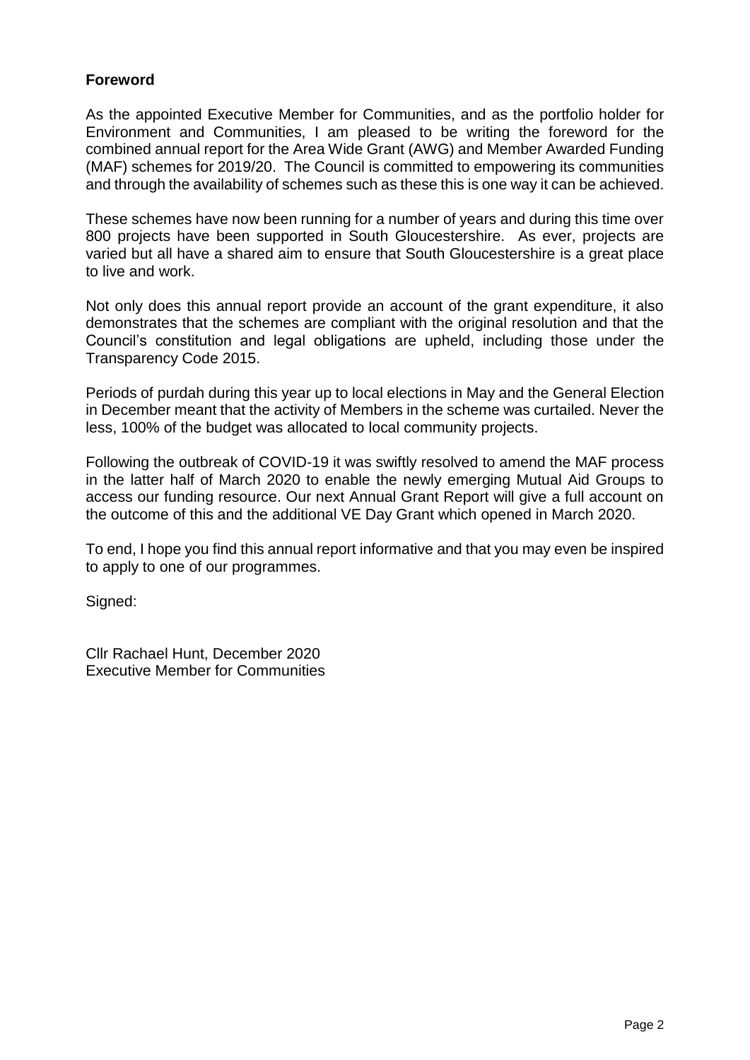**Foreword**

As the appointed Executive Member for Communities, and as the portfolio holder for Environment and Communities, I am pleased to be writing the foreword for the combined annual report for the Area Wide Grant (AWG) and Member Awarded Funding (MAF) schemes for 2019/20. The Council is committed to empowering its communities and through the availability of schemes such as these this is one way it can be achieved.

These schemes have now been running for a number of years and during this time over 800 projects have been supported in South Gloucestershire. As ever, projects are varied but all have a shared aim to ensure that South Gloucestershire is a great place to live and work.

Not only does this annual report provide an account of the grant expenditure, it also demonstrates that the schemes are compliant with the original resolution and that the Council's constitution and legal obligations are upheld, including those under the Transparency Code 2015.

Periods of purdah during this year up to local elections in May and the General Election in December meant that the activity of Members in the scheme was curtailed. Never the less, 100% of the budget was allocated to local community projects.

Following the outbreak of COVID-19 it was swiftly resolved to amend the MAF process in the latter half of March 2020 to enable the newly emerging Mutual Aid Groups to access our funding resource. Our next Annual Grant Report will give a full account on the outcome of this and the additional VE Day Grant which opened in March 2020.

To end, I hope you find this annual report informative and that you may even be inspired to apply to one of our programmes.

Signed:

Cllr Rachael Hunt, December 2020
Executive Member for Communities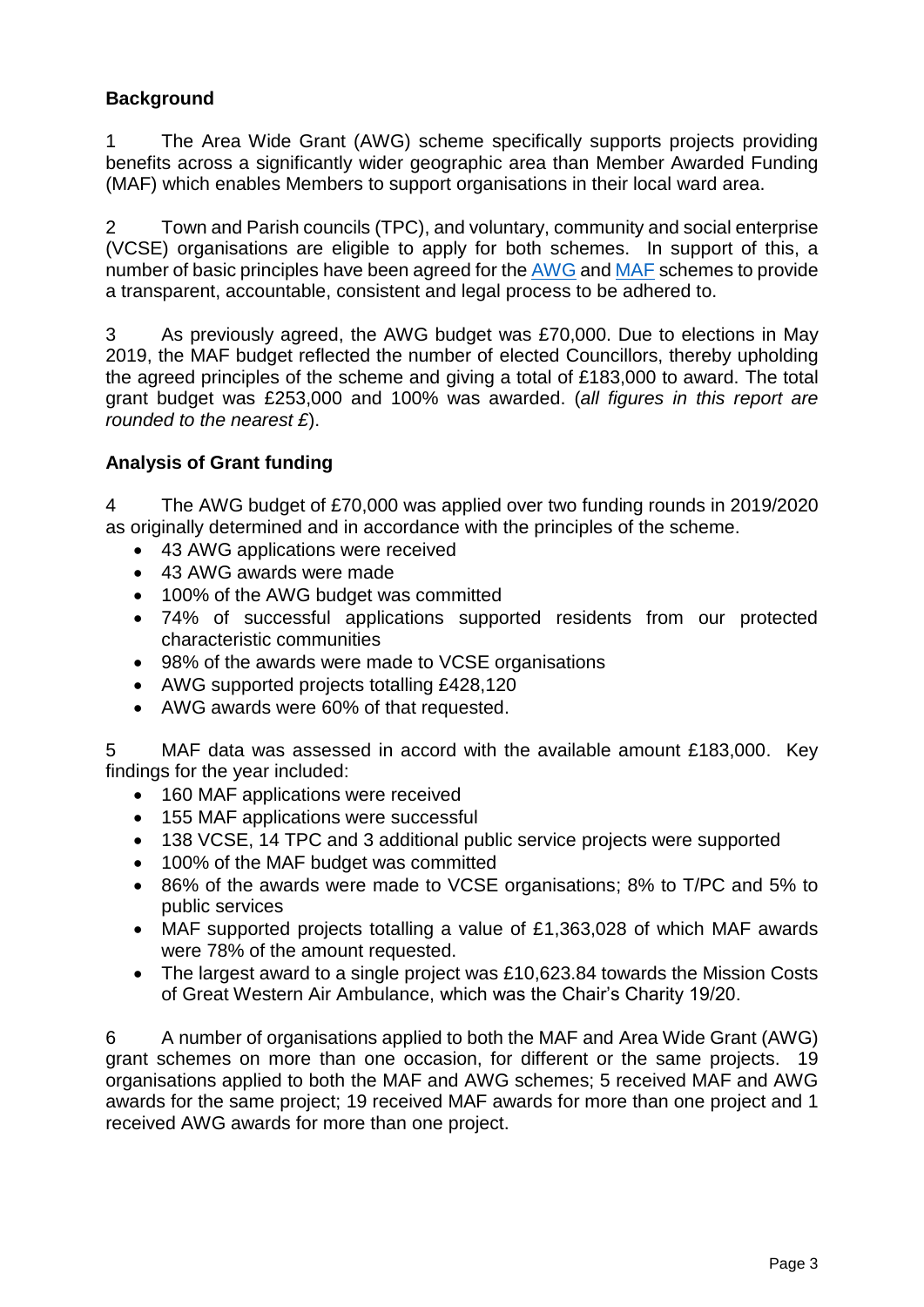## Background

1 The Area Wide Grant (AWG) scheme specifically supports projects providing benefits across a significantly wider geographic area than Member Awarded Funding (MAF) which enables Members to support organisations in their local ward area.

2 Town and Parish councils (TPC), and voluntary, community and social enterprise (VCSE) organisations are eligible to apply for both schemes. In support of this, a number of basic principles have been agreed for the AWG and MAF schemes to provide a transparent, accountable, consistent and legal process to be adhered to.

3 As previously agreed, the AWG budget was £70,000. Due to elections in May 2019, the MAF budget reflected the number of elected Councillors, thereby upholding the agreed principles of the scheme and giving a total of £183,000 to award. The total grant budget was £253,000 and 100% was awarded. (*all figures in this report are rounded to the nearest £*).

## Analysis of Grant funding

4 The AWG budget of £70,000 was applied over two funding rounds in 2019/2020 as originally determined and in accordance with the principles of the scheme.

- 43 AWG applications were received
- 43 AWG awards were made
- 100% of the AWG budget was committed
- 74% of successful applications supported residents from our protected characteristic communities
- 98% of the awards were made to VCSE organisations
- AWG supported projects totalling £428,120
- AWG awards were 60% of that requested.

5 MAF data was assessed in accord with the available amount £183,000. Key findings for the year included:

- 160 MAF applications were received
- 155 MAF applications were successful
- 138 VCSE, 14 TPC and 3 additional public service projects were supported
- 100% of the MAF budget was committed
- 86% of the awards were made to VCSE organisations; 8% to T/PC and 5% to public services
- MAF supported projects totalling a value of £1,363,028 of which MAF awards were 78% of the amount requested.
- The largest award to a single project was £10,623.84 towards the Mission Costs of Great Western Air Ambulance, which was the Chair's Charity 19/20.

6 A number of organisations applied to both the MAF and Area Wide Grant (AWG) grant schemes on more than one occasion, for different or the same projects. 19 organisations applied to both the MAF and AWG schemes; 5 received MAF and AWG awards for the same project; 19 received MAF awards for more than one project and 1 received AWG awards for more than one project.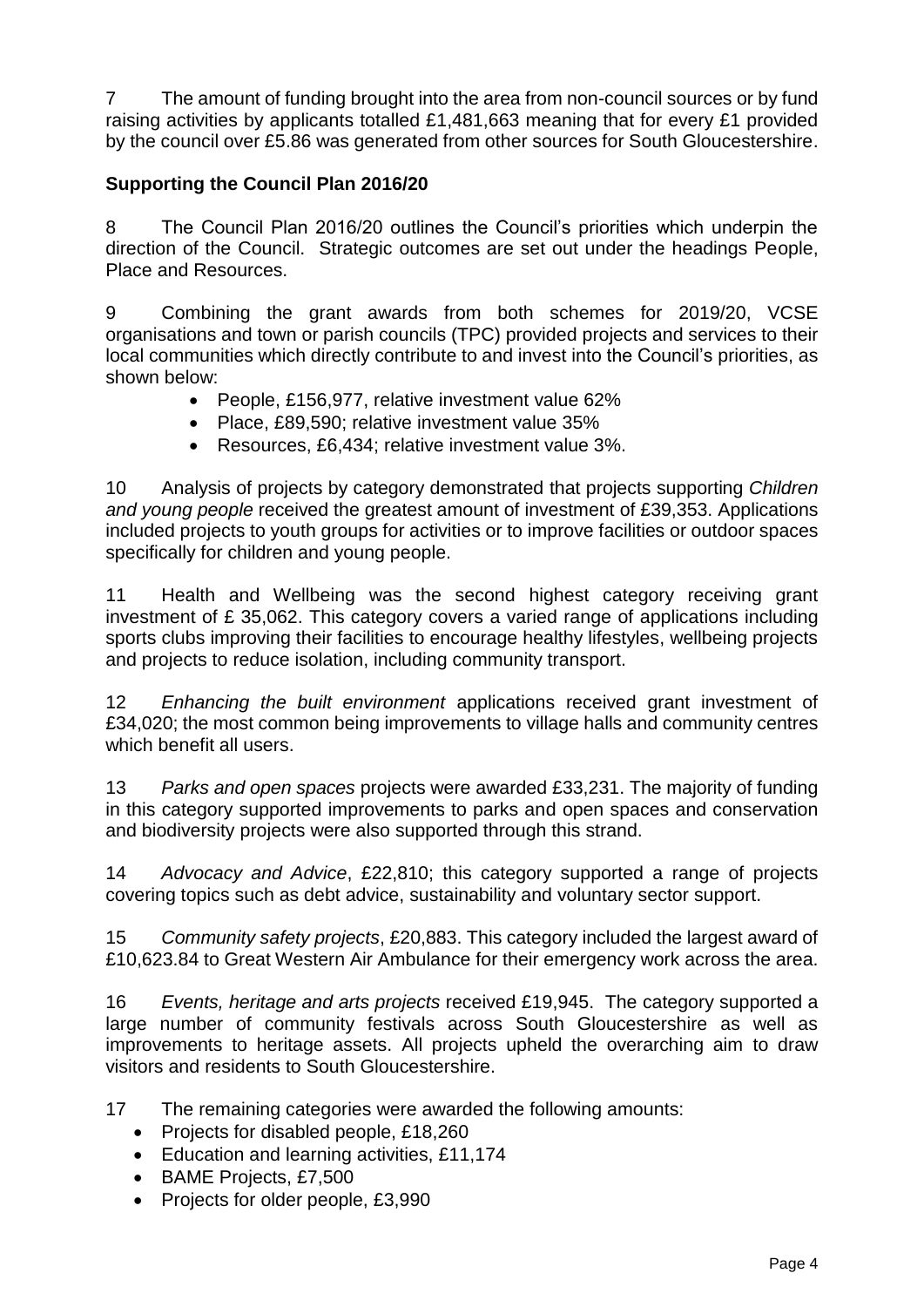7 The amount of funding brought into the area from non-council sources or by fund raising activities by applicants totalled £1,481,663 meaning that for every £1 provided by the council over £5.86 was generated from other sources for South Gloucestershire.

**Supporting the Council Plan 2016/20**

8 The Council Plan 2016/20 outlines the Council's priorities which underpin the direction of the Council. Strategic outcomes are set out under the headings People, Place and Resources.

9 Combining the grant awards from both schemes for 2019/20, VCSE organisations and town or parish councils (TPC) provided projects and services to their local communities which directly contribute to and invest into the Council's priorities, as shown below:

- People, £156,977, relative investment value 62%
- Place, £89,590; relative investment value 35%
- Resources, £6,434; relative investment value 3%.

10 Analysis of projects by category demonstrated that projects supporting *Children and young people* received the greatest amount of investment of £39,353. Applications included projects to youth groups for activities or to improve facilities or outdoor spaces specifically for children and young people.

11 Health and Wellbeing was the second highest category receiving grant investment of £ 35,062. This category covers a varied range of applications including sports clubs improving their facilities to encourage healthy lifestyles, wellbeing projects and projects to reduce isolation, including community transport.

12 *Enhancing the built environment* applications received grant investment of £34,020; the most common being improvements to village halls and community centres which benefit all users.

13 *Parks and open spaces* projects were awarded £33,231. The majority of funding in this category supported improvements to parks and open spaces and conservation and biodiversity projects were also supported through this strand.

14 *Advocacy and Advice*, £22,810; this category supported a range of projects covering topics such as debt advice, sustainability and voluntary sector support.

15 *Community safety projects*, £20,883. This category included the largest award of £10,623.84 to Great Western Air Ambulance for their emergency work across the area.

16 *Events, heritage and arts projects* received £19,945. The category supported a large number of community festivals across South Gloucestershire as well as improvements to heritage assets. All projects upheld the overarching aim to draw visitors and residents to South Gloucestershire.

17 The remaining categories were awarded the following amounts:

- Projects for disabled people, £18,260
- Education and learning activities, £11,174
- BAME Projects, £7,500
- Projects for older people, £3,990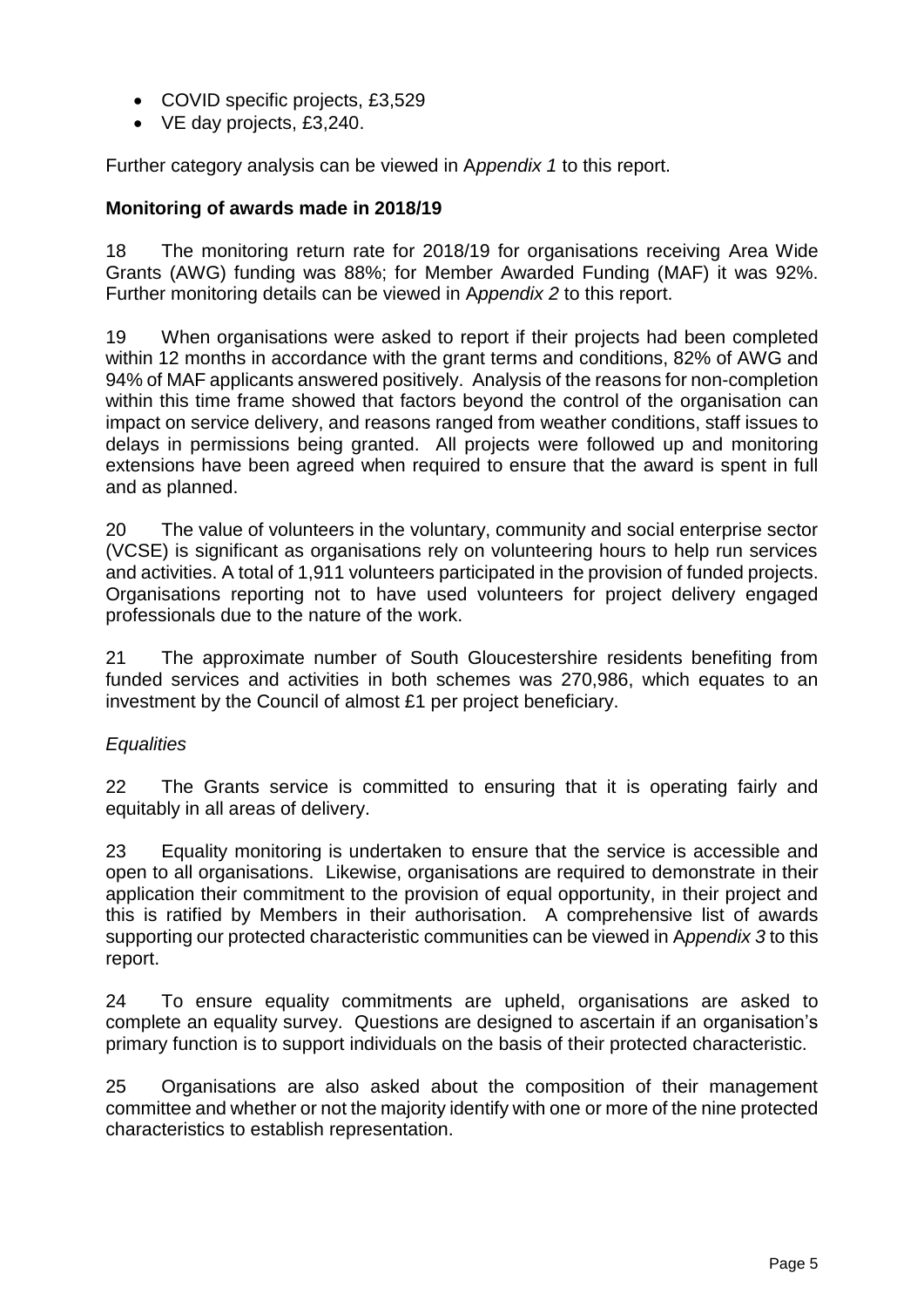- COVID specific projects, £3,529
- VE day projects, £3,240.

Further category analysis can be viewed in A*ppendix 1* to this report.

**Monitoring of awards made in 2018/19**

18 The monitoring return rate for 2018/19 for organisations receiving Area Wide Grants (AWG) funding was 88%; for Member Awarded Funding (MAF) it was 92%. Further monitoring details can be viewed in A*ppendix 2* to this report.

19 When organisations were asked to report if their projects had been completed within 12 months in accordance with the grant terms and conditions, 82% of AWG and 94% of MAF applicants answered positively. Analysis of the reasons for non-completion within this time frame showed that factors beyond the control of the organisation can impact on service delivery, and reasons ranged from weather conditions, staff issues to delays in permissions being granted. All projects were followed up and monitoring extensions have been agreed when required to ensure that the award is spent in full and as planned.

20 The value of volunteers in the voluntary, community and social enterprise sector (VCSE) is significant as organisations rely on volunteering hours to help run services and activities. A total of 1,911 volunteers participated in the provision of funded projects. Organisations reporting not to have used volunteers for project delivery engaged professionals due to the nature of the work.

21 The approximate number of South Gloucestershire residents benefiting from funded services and activities in both schemes was 270,986, which equates to an investment by the Council of almost £1 per project beneficiary.

*Equalities*

22 The Grants service is committed to ensuring that it is operating fairly and equitably in all areas of delivery.

23 Equality monitoring is undertaken to ensure that the service is accessible and open to all organisations. Likewise, organisations are required to demonstrate in their application their commitment to the provision of equal opportunity, in their project and this is ratified by Members in their authorisation. A comprehensive list of awards supporting our protected characteristic communities can be viewed in A*ppendix 3* to this report.

24 To ensure equality commitments are upheld, organisations are asked to complete an equality survey. Questions are designed to ascertain if an organisation's primary function is to support individuals on the basis of their protected characteristic.

25 Organisations are also asked about the composition of their management committee and whether or not the majority identify with one or more of the nine protected characteristics to establish representation.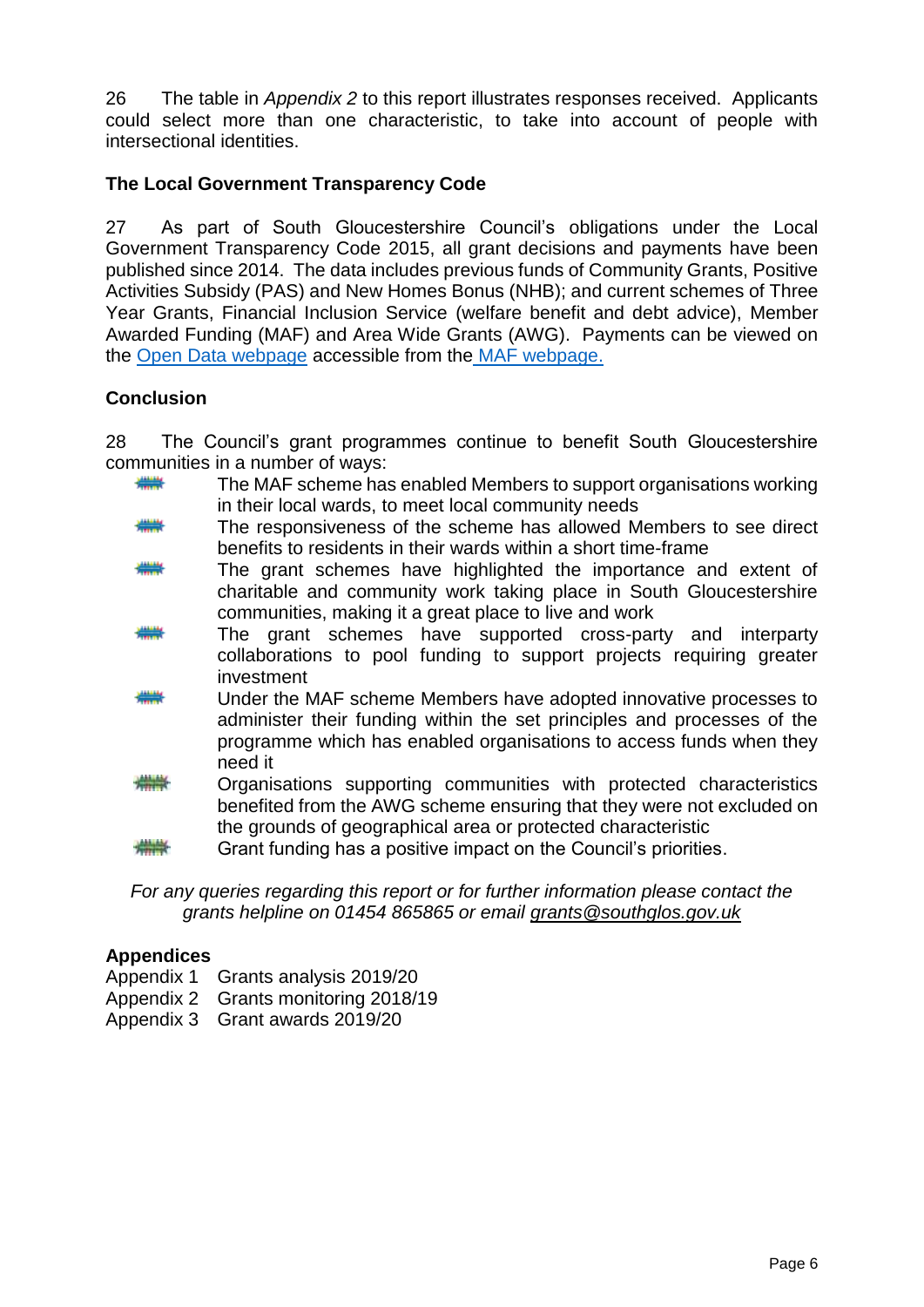26 The table in *Appendix 2* to this report illustrates responses received. Applicants could select more than one characteristic, to take into account of people with intersectional identities.

**The Local Government Transparency Code**

27 As part of South Gloucestershire Council's obligations under the Local Government Transparency Code 2015, all grant decisions and payments have been published since 2014. The data includes previous funds of Community Grants, Positive Activities Subsidy (PAS) and New Homes Bonus (NHB); and current schemes of Three Year Grants, Financial Inclusion Service (welfare benefit and debt advice), Member Awarded Funding (MAF) and Area Wide Grants (AWG). Payments can be viewed on the [Open Data webpage]() accessible from the [MAF webpage.]()

**Conclusion**

28 The Council's grant programmes continue to benefit South Gloucestershire communities in a number of ways:

- The MAF scheme has enabled Members to support organisations working in their local wards, to meet local community needs
- The responsiveness of the scheme has allowed Members to see direct benefits to residents in their wards within a short time-frame
- The grant schemes have highlighted the importance and extent of charitable and community work taking place in South Gloucestershire communities, making it a great place to live and work
- The grant schemes have supported cross-party and interparty collaborations to pool funding to support projects requiring greater investment
- Under the MAF scheme Members have adopted innovative processes to administer their funding within the set principles and processes of the programme which has enabled organisations to access funds when they need it
- Organisations supporting communities with protected characteristics benefited from the AWG scheme ensuring that they were not excluded on the grounds of geographical area or protected characteristic
- Grant funding has a positive impact on the Council's priorities.

*For any queries regarding this report or for further information please contact the grants helpline on 01454 865865 or email grants@southglos.gov.uk*

**Appendices**

Appendix 1 Grants analysis 2019/20
Appendix 2 Grants monitoring 2018/19
Appendix 3 Grant awards 2019/20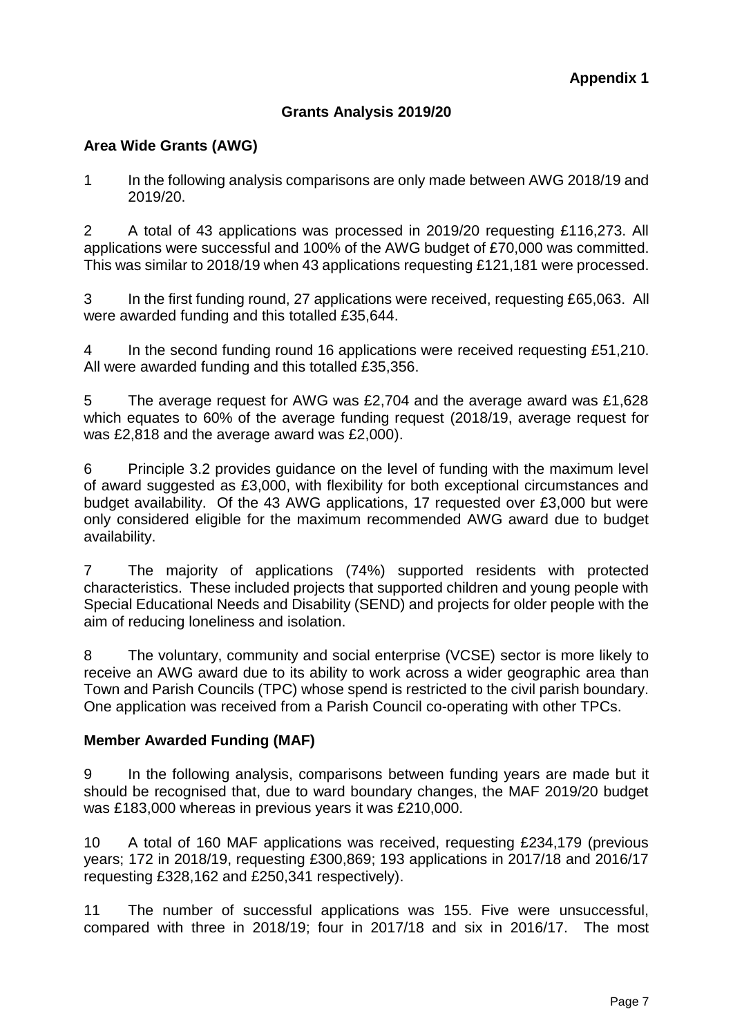**Appendix 1**

## Grants Analysis 2019/20

### Area Wide Grants (AWG)

1 In the following analysis comparisons are only made between AWG 2018/19 and 2019/20.

2 A total of 43 applications was processed in 2019/20 requesting £116,273. All applications were successful and 100% of the AWG budget of £70,000 was committed. This was similar to 2018/19 when 43 applications requesting £121,181 were processed.

3 In the first funding round, 27 applications were received, requesting £65,063. All were awarded funding and this totalled £35,644.

4 In the second funding round 16 applications were received requesting £51,210. All were awarded funding and this totalled £35,356.

5 The average request for AWG was £2,704 and the average award was £1,628 which equates to 60% of the average funding request (2018/19, average request for was £2,818 and the average award was £2,000).

6 Principle 3.2 provides guidance on the level of funding with the maximum level of award suggested as £3,000, with flexibility for both exceptional circumstances and budget availability. Of the 43 AWG applications, 17 requested over £3,000 but were only considered eligible for the maximum recommended AWG award due to budget availability.

7 The majority of applications (74%) supported residents with protected characteristics. These included projects that supported children and young people with Special Educational Needs and Disability (SEND) and projects for older people with the aim of reducing loneliness and isolation.

8 The voluntary, community and social enterprise (VCSE) sector is more likely to receive an AWG award due to its ability to work across a wider geographic area than Town and Parish Councils (TPC) whose spend is restricted to the civil parish boundary. One application was received from a Parish Council co-operating with other TPCs.

### Member Awarded Funding (MAF)

9 In the following analysis, comparisons between funding years are made but it should be recognised that, due to ward boundary changes, the MAF 2019/20 budget was £183,000 whereas in previous years it was £210,000.

10 A total of 160 MAF applications was received, requesting £234,179 (previous years; 172 in 2018/19, requesting £300,869; 193 applications in 2017/18 and 2016/17 requesting £328,162 and £250,341 respectively).

11 The number of successful applications was 155. Five were unsuccessful, compared with three in 2018/19; four in 2017/18 and six in 2016/17. The most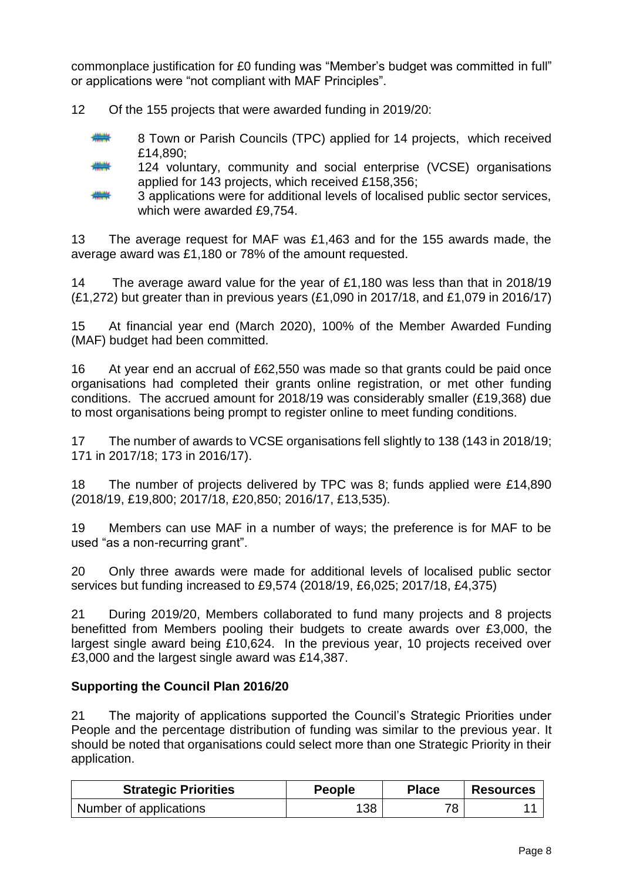commonplace justification for £0 funding was "Member's budget was committed in full" or applications were "not compliant with MAF Principles".

12 Of the 155 projects that were awarded funding in 2019/20:

- 8 Town or Parish Councils (TPC) applied for 14 projects, which received £14,890;
- 124 voluntary, community and social enterprise (VCSE) organisations applied for 143 projects, which received £158,356;
- 3 applications were for additional levels of localised public sector services, which were awarded £9,754.

13 The average request for MAF was £1,463 and for the 155 awards made, the average award was £1,180 or 78% of the amount requested.

14 The average award value for the year of £1,180 was less than that in 2018/19 (£1,272) but greater than in previous years (£1,090 in 2017/18, and £1,079 in 2016/17)

15 At financial year end (March 2020), 100% of the Member Awarded Funding (MAF) budget had been committed.

16 At year end an accrual of £62,550 was made so that grants could be paid once organisations had completed their grants online registration, or met other funding conditions. The accrued amount for 2018/19 was considerably smaller (£19,368) due to most organisations being prompt to register online to meet funding conditions.

17 The number of awards to VCSE organisations fell slightly to 138 (143 in 2018/19; 171 in 2017/18; 173 in 2016/17).

18 The number of projects delivered by TPC was 8; funds applied were £14,890 (2018/19, £19,800; 2017/18, £20,850; 2016/17, £13,535).

19 Members can use MAF in a number of ways; the preference is for MAF to be used "as a non-recurring grant".

20 Only three awards were made for additional levels of localised public sector services but funding increased to £9,574 (2018/19, £6,025; 2017/18, £4,375)

21 During 2019/20, Members collaborated to fund many projects and 8 projects benefitted from Members pooling their budgets to create awards over £3,000, the largest single award being £10,624. In the previous year, 10 projects received over £3,000 and the largest single award was £14,387.

**Supporting the Council Plan 2016/20**

21 The majority of applications supported the Council's Strategic Priorities under People and the percentage distribution of funding was similar to the previous year. It should be noted that organisations could select more than one Strategic Priority in their application.

| Strategic Priorities | People | Place | Resources |
|---|---|---|---|
| Number of applications | 138 | 78 | 11 |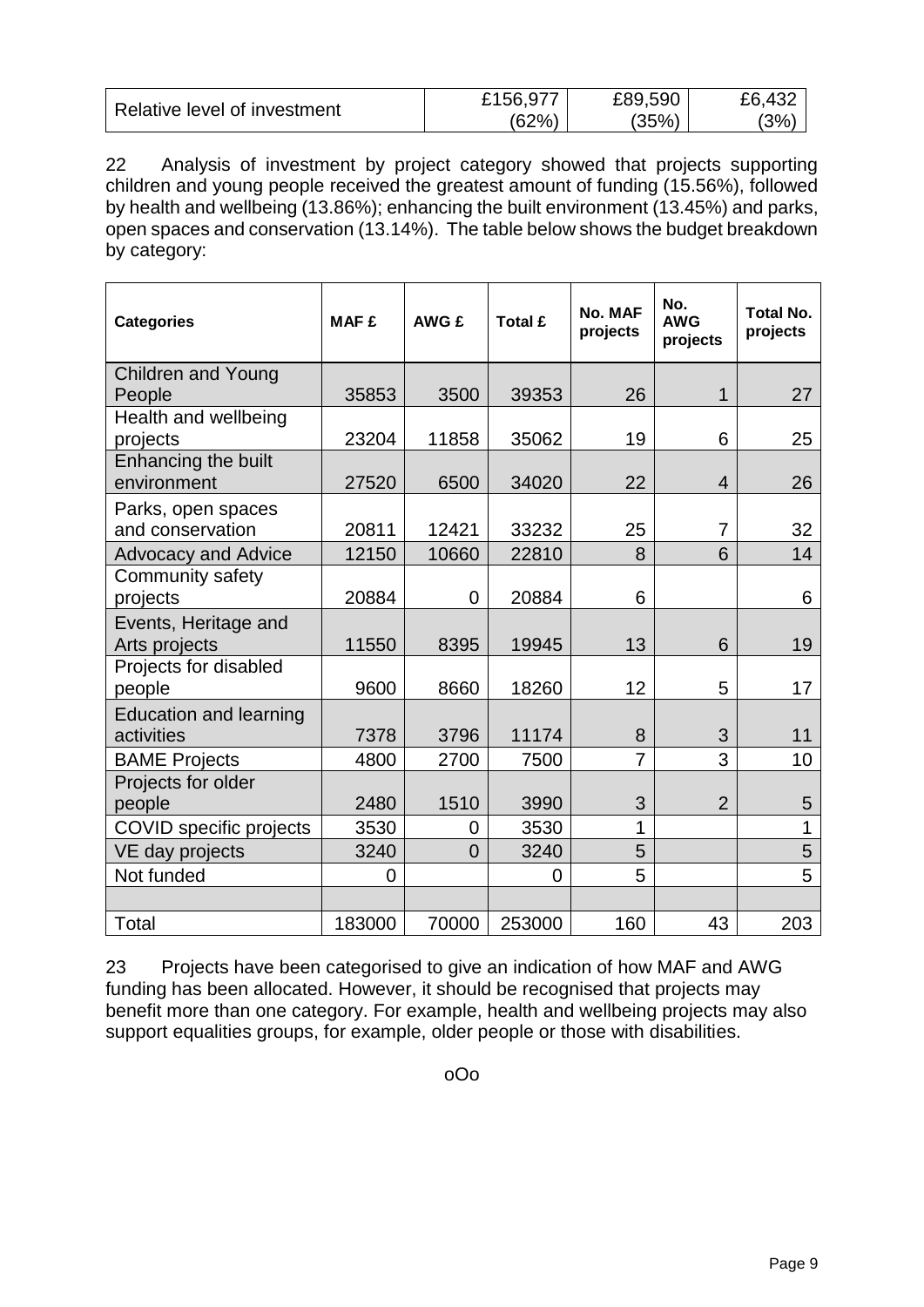| Relative level of investment | £156,977 (62%) | £89,590 (35%) | £6,432 (3%) |
|---|---|---|---|

22 Analysis of investment by project category showed that projects supporting children and young people received the greatest amount of funding (15.56%), followed by health and wellbeing (13.86%); enhancing the built environment (13.45%) and parks, open spaces and conservation (13.14%). The table below shows the budget breakdown by category:

| Categories | MAF £ | AWG £ | Total £ | No. MAF projects | No. AWG projects | Total No. projects |
|---|---|---|---|---|---|---|
| Children and Young People | 35853 | 3500 | 39353 | 26 | 1 | 27 |
| Health and wellbeing projects | 23204 | 11858 | 35062 | 19 | 6 | 25 |
| Enhancing the built environment | 27520 | 6500 | 34020 | 22 | 4 | 26 |
| Parks, open spaces and conservation | 20811 | 12421 | 33232 | 25 | 7 | 32 |
| Advocacy and Advice | 12150 | 10660 | 22810 | 8 | 6 | 14 |
| Community safety projects | 20884 | 0 | 20884 | 6 | | 6 |
| Events, Heritage and Arts projects | 11550 | 8395 | 19945 | 13 | 6 | 19 |
| Projects for disabled people | 9600 | 8660 | 18260 | 12 | 5 | 17 |
| Education and learning activities | 7378 | 3796 | 11174 | 8 | 3 | 11 |
| BAME Projects | 4800 | 2700 | 7500 | 7 | 3 | 10 |
| Projects for older people | 2480 | 1510 | 3990 | 3 | 2 | 5 |
| COVID specific projects | 3530 | 0 | 3530 | 1 | | 1 |
| VE day projects | 3240 | 0 | 3240 | 5 | | 5 |
| Not funded | 0 | | 0 | 5 | | 5 |
| | | | | | | |
| Total | 183000 | 70000 | 253000 | 160 | 43 | 203 |

23 Projects have been categorised to give an indication of how MAF and AWG funding has been allocated. However, it should be recognised that projects may benefit more than one category. For example, health and wellbeing projects may also support equalities groups, for example, older people or those with disabilities.

oOo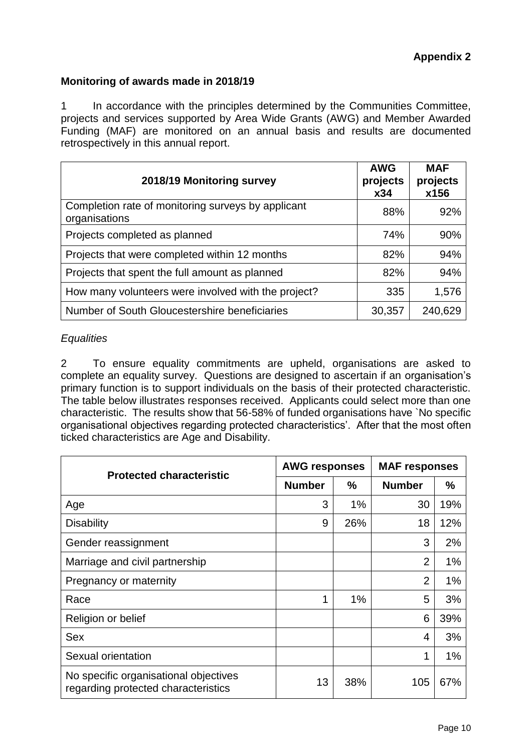**Appendix 2**

**Monitoring of awards made in 2018/19**

1 In accordance with the principles determined by the Communities Committee, projects and services supported by Area Wide Grants (AWG) and Member Awarded Funding (MAF) are monitored on an annual basis and results are documented retrospectively in this annual report.

| 2018/19 Monitoring survey | AWG projects x34 | MAF projects x156 |
|---|---|---|
| Completion rate of monitoring surveys by applicant organisations | 88% | 92% |
| Projects completed as planned | 74% | 90% |
| Projects that were completed within 12 months | 82% | 94% |
| Projects that spent the full amount as planned | 82% | 94% |
| How many volunteers were involved with the project? | 335 | 1,576 |
| Number of South Gloucestershire beneficiaries | 30,357 | 240,629 |

*Equalities*

2 To ensure equality commitments are upheld, organisations are asked to complete an equality survey. Questions are designed to ascertain if an organisation's primary function is to support individuals on the basis of their protected characteristic. The table below illustrates responses received. Applicants could select more than one characteristic. The results show that 56-58% of funded organisations have `No specific organisational objectives regarding protected characteristics'. After that the most often ticked characteristics are Age and Disability.

| Protected characteristic | AWG responses | | MAF responses | |
|---|---|---|---|---|
| | Number | % | Number | % |
| Age | 3 | 1% | 30 | 19% |
| Disability | 9 | 26% | 18 | 12% |
| Gender reassignment | | | 3 | 2% |
| Marriage and civil partnership | | | 2 | 1% |
| Pregnancy or maternity | | | 2 | 1% |
| Race | 1 | 1% | 5 | 3% |
| Religion or belief | | | 6 | 39% |
| Sex | | | 4 | 3% |
| Sexual orientation | | | 1 | 1% |
| No specific organisational objectives regarding protected characteristics | 13 | 38% | 105 | 67% |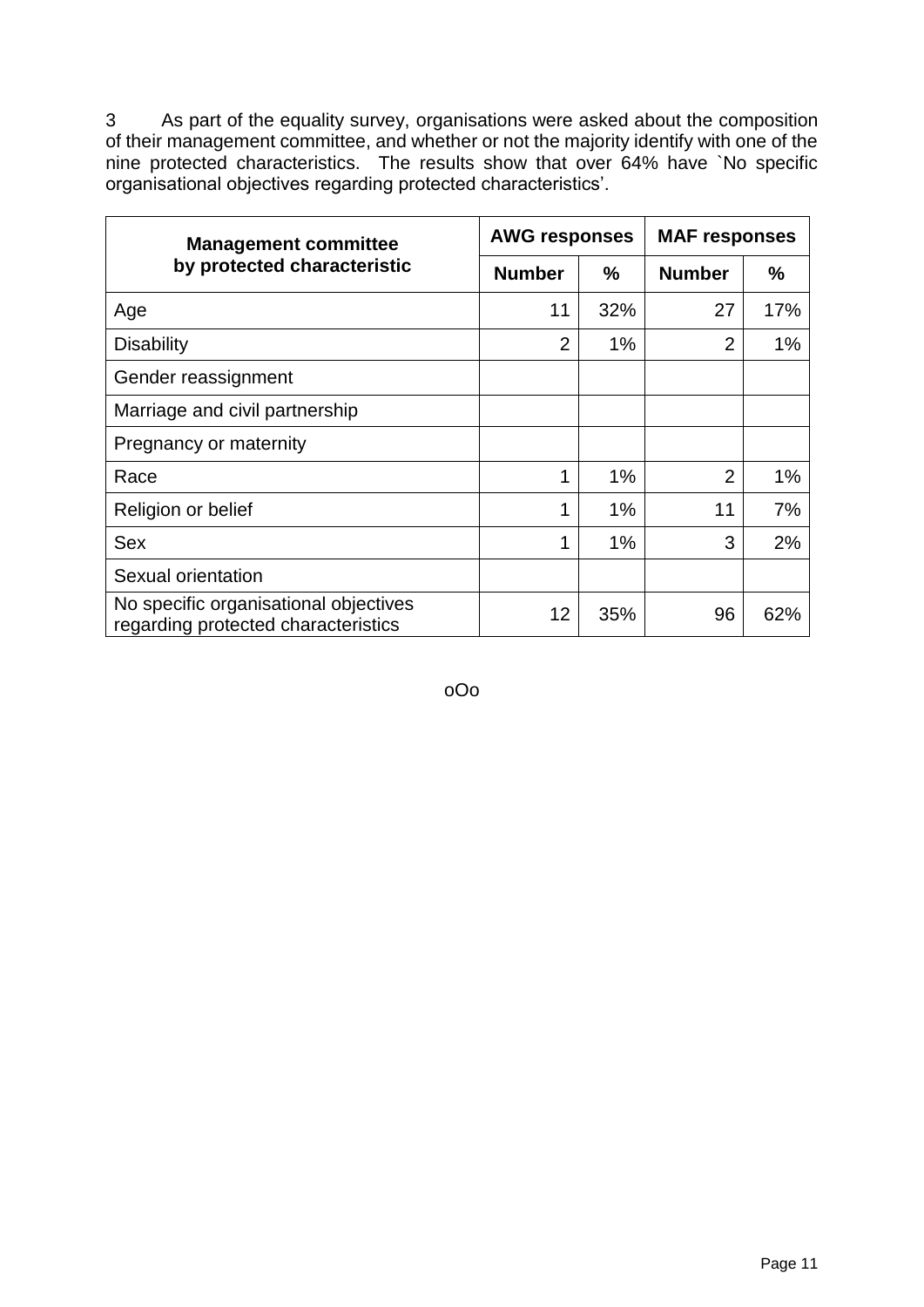3 As part of the equality survey, organisations were asked about the composition of their management committee, and whether or not the majority identify with one of the nine protected characteristics. The results show that over 64% have `No specific organisational objectives regarding protected characteristics'.

| Management committee by protected characteristic | AWG responses | | MAF responses | |
|---|---|---|---|---|
| | Number | % | Number | % |
| Age | 11 | 32% | 27 | 17% |
| Disability | 2 | 1% | 2 | 1% |
| Gender reassignment | | | | |
| Marriage and civil partnership | | | | |
| Pregnancy or maternity | | | | |
| Race | 1 | 1% | 2 | 1% |
| Religion or belief | 1 | 1% | 11 | 7% |
| Sex | 1 | 1% | 3 | 2% |
| Sexual orientation | | | | |
| No specific organisational objectives regarding protected characteristics | 12 | 35% | 96 | 62% |

oOo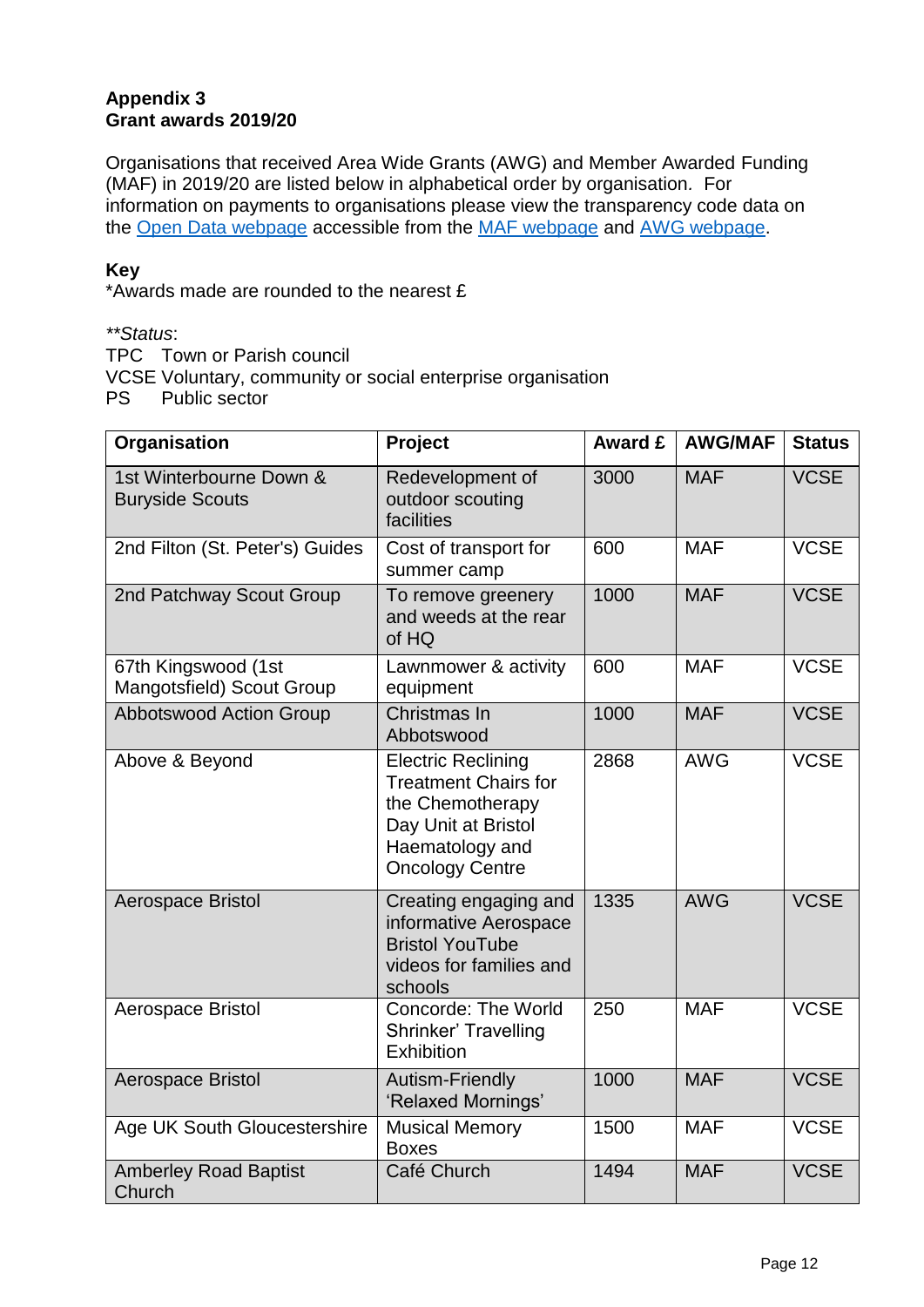**Appendix 3**
**Grant awards 2019/20**

Organisations that received Area Wide Grants (AWG) and Member Awarded Funding (MAF) in 2019/20 are listed below in alphabetical order by organisation. For information on payments to organisations please view the transparency code data on the Open Data webpage accessible from the MAF webpage and AWG webpage.

**Key**
*Awards made are rounded to the nearest £

***Status*:
TPC Town or Parish council
VCSE Voluntary, community or social enterprise organisation
PS Public sector

| Organisation | Project | Award £ | AWG/MAF | Status |
|---|---|---|---|---|
| 1st Winterbourne Down & Buryside Scouts | Redevelopment of outdoor scouting facilities | 3000 | MAF | VCSE |
| 2nd Filton (St. Peter's) Guides | Cost of transport for summer camp | 600 | MAF | VCSE |
| 2nd Patchway Scout Group | To remove greenery and weeds at the rear of HQ | 1000 | MAF | VCSE |
| 67th Kingswood (1st Mangotsfield) Scout Group | Lawnmower & activity equipment | 600 | MAF | VCSE |
| Abbotswood Action Group | Christmas In Abbotswood | 1000 | MAF | VCSE |
| Above & Beyond | Electric Reclining Treatment Chairs for the Chemotherapy Day Unit at Bristol Haematology and Oncology Centre | 2868 | AWG | VCSE |
| Aerospace Bristol | Creating engaging and informative Aerospace Bristol YouTube videos for families and schools | 1335 | AWG | VCSE |
| Aerospace Bristol | Concorde: The World Shrinker' Travelling Exhibition | 250 | MAF | VCSE |
| Aerospace Bristol | Autism-Friendly 'Relaxed Mornings' | 1000 | MAF | VCSE |
| Age UK South Gloucestershire | Musical Memory Boxes | 1500 | MAF | VCSE |
| Amberley Road Baptist Church | Café Church | 1494 | MAF | VCSE |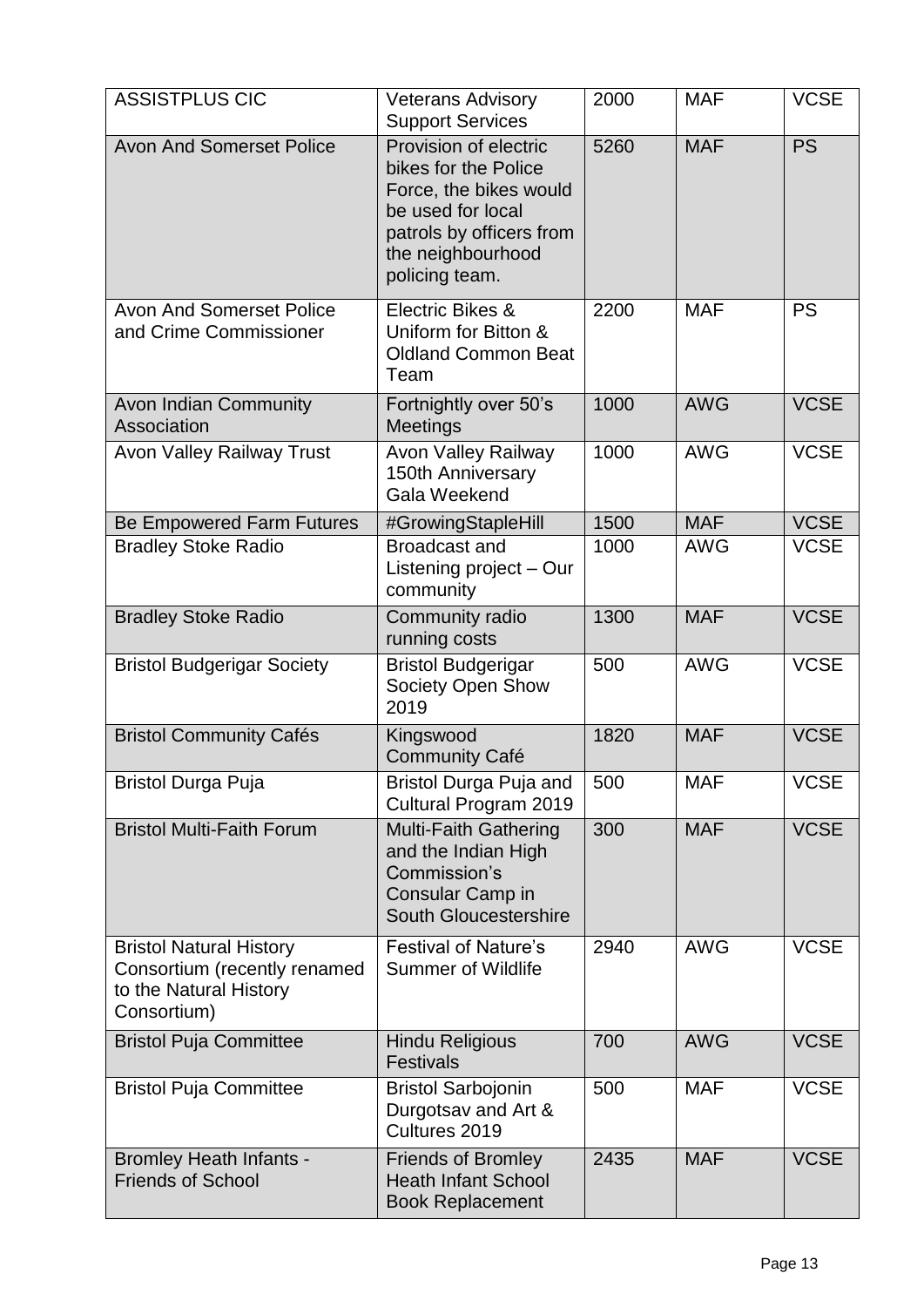| ASSISTPLUS CIC | Veterans Advisory Support Services | 2000 | MAF | VCSE |
|---|---|---|---|---|
| Avon And Somerset Police | Provision of electric bikes for the Police Force, the bikes would be used for local patrols by officers from the neighbourhood policing team. | 5260 | MAF | PS |
| Avon And Somerset Police and Crime Commissioner | Electric Bikes & Uniform for Bitton & Oldland Common Beat Team | 2200 | MAF | PS |
| Avon Indian Community Association | Fortnightly over 50's Meetings | 1000 | AWG | VCSE |
| Avon Valley Railway Trust | Avon Valley Railway 150th Anniversary Gala Weekend | 1000 | AWG | VCSE |
| Be Empowered Farm Futures | #GrowingStapleHill | 1500 | MAF | VCSE |
| Bradley Stoke Radio | Broadcast and Listening project – Our community | 1000 | AWG | VCSE |
| Bradley Stoke Radio | Community radio running costs | 1300 | MAF | VCSE |
| Bristol Budgerigar Society | Bristol Budgerigar Society Open Show 2019 | 500 | AWG | VCSE |
| Bristol Community Cafés | Kingswood Community Café | 1820 | MAF | VCSE |
| Bristol Durga Puja | Bristol Durga Puja and Cultural Program 2019 | 500 | MAF | VCSE |
| Bristol Multi-Faith Forum | Multi-Faith Gathering and the Indian High Commission's Consular Camp in South Gloucestershire | 300 | MAF | VCSE |
| Bristol Natural History Consortium (recently renamed to the Natural History Consortium) | Festival of Nature's Summer of Wildlife | 2940 | AWG | VCSE |
| Bristol Puja Committee | Hindu Religious Festivals | 700 | AWG | VCSE |
| Bristol Puja Committee | Bristol Sarbojonin Durgotsav and Art & Cultures 2019 | 500 | MAF | VCSE |
| Bromley Heath Infants - Friends of School | Friends of Bromley Heath Infant School Book Replacement | 2435 | MAF | VCSE |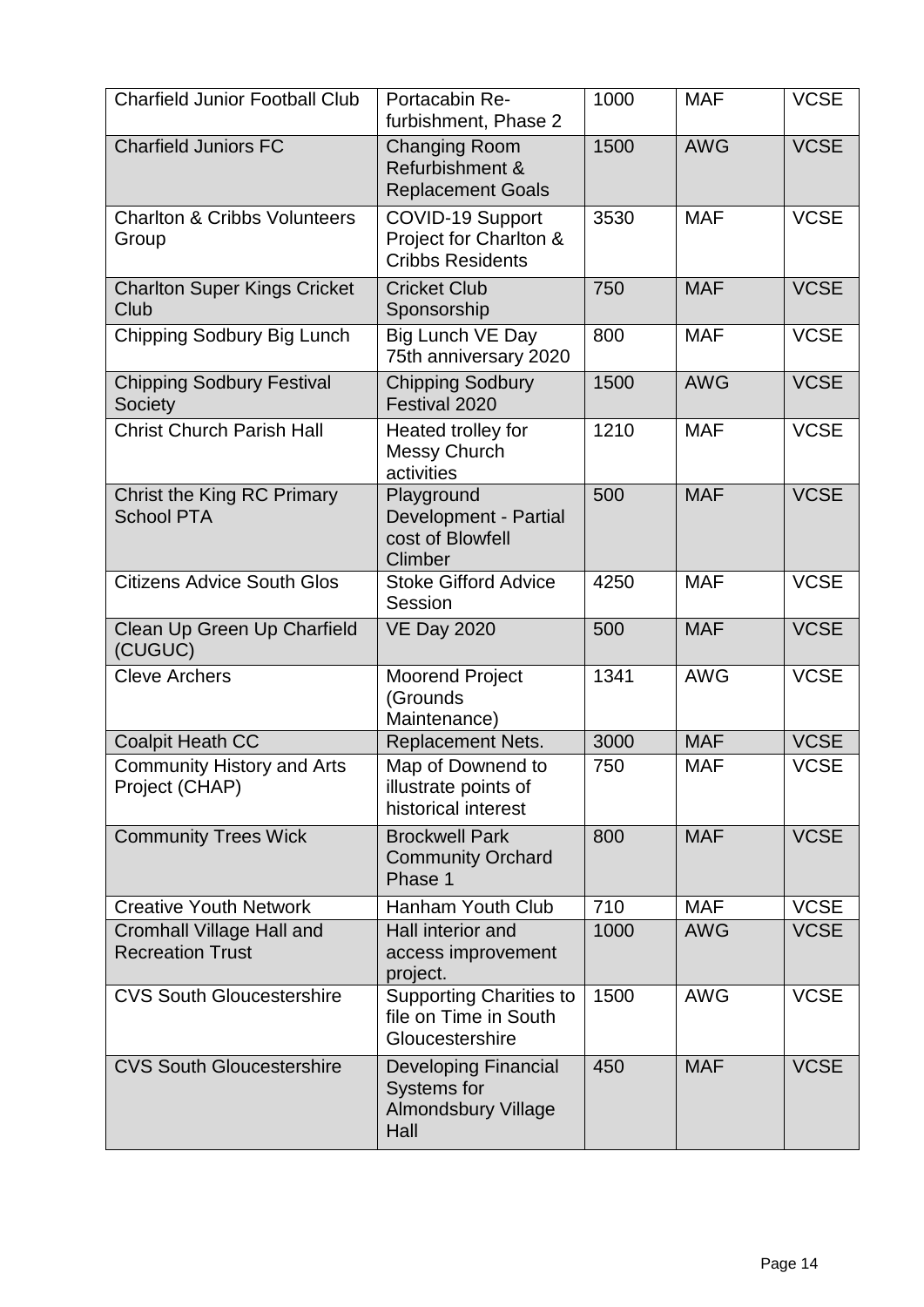| | | | | |
|---|---|---|---|---|
| Charfield Junior Football Club | Portacabin Re-furbishment, Phase 2 | 1000 | MAF | VCSE |
| Charfield Juniors FC | Changing Room Refurbishment & Replacement Goals | 1500 | AWG | VCSE |
| Charlton & Cribbs Volunteers Group | COVID-19 Support Project for Charlton & Cribbs Residents | 3530 | MAF | VCSE |
| Charlton Super Kings Cricket Club | Cricket Club Sponsorship | 750 | MAF | VCSE |
| Chipping Sodbury Big Lunch | Big Lunch VE Day 75th anniversary 2020 | 800 | MAF | VCSE |
| Chipping Sodbury Festival Society | Chipping Sodbury Festival 2020 | 1500 | AWG | VCSE |
| Christ Church Parish Hall | Heated trolley for Messy Church activities | 1210 | MAF | VCSE |
| Christ the King RC Primary School PTA | Playground Development - Partial cost of Blowfell Climber | 500 | MAF | VCSE |
| Citizens Advice South Glos | Stoke Gifford Advice Session | 4250 | MAF | VCSE |
| Clean Up Green Up Charfield (CUGUC) | VE Day 2020 | 500 | MAF | VCSE |
| Cleve Archers | Moorend Project (Grounds Maintenance) | 1341 | AWG | VCSE |
| Coalpit Heath CC | Replacement Nets. | 3000 | MAF | VCSE |
| Community History and Arts Project (CHAP) | Map of Downend to illustrate points of historical interest | 750 | MAF | VCSE |
| Community Trees Wick | Brockwell Park Community Orchard Phase 1 | 800 | MAF | VCSE |
| Creative Youth Network | Hanham Youth Club | 710 | MAF | VCSE |
| Cromhall Village Hall and Recreation Trust | Hall interior and access improvement project. | 1000 | AWG | VCSE |
| CVS South Gloucestershire | Supporting Charities to file on Time in South Gloucestershire | 1500 | AWG | VCSE |
| CVS South Gloucestershire | Developing Financial Systems for Almondsbury Village Hall | 450 | MAF | VCSE |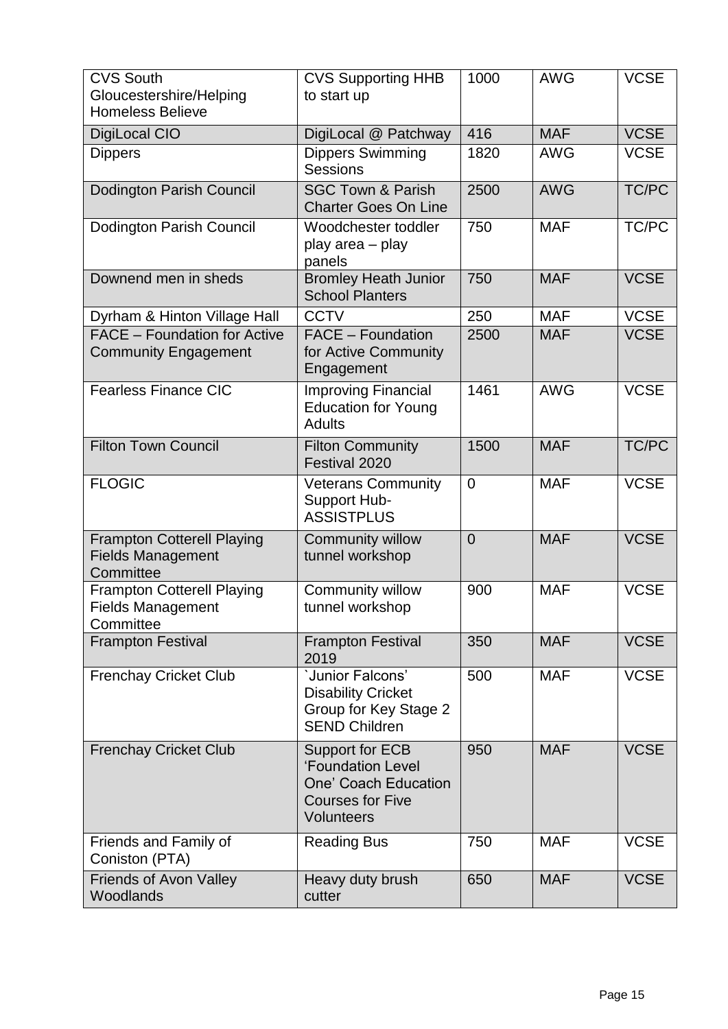| CVS South Gloucestershire/Helping Homeless Believe | CVS Supporting HHB to start up | 1000 | AWG | VCSE |
|---|---|---|---|---|
| DigiLocal CIO | DigiLocal @ Patchway | 416 | MAF | VCSE |
| Dippers | Dippers Swimming Sessions | 1820 | AWG | VCSE |
| Dodington Parish Council | SGC Town & Parish Charter Goes On Line | 2500 | AWG | TC/PC |
| Dodington Parish Council | Woodchester toddler play area – play panels | 750 | MAF | TC/PC |
| Downend men in sheds | Bromley Heath Junior School Planters | 750 | MAF | VCSE |
| Dyrham & Hinton Village Hall | CCTV | 250 | MAF | VCSE |
| FACE – Foundation for Active Community Engagement | FACE – Foundation for Active Community Engagement | 2500 | MAF | VCSE |
| Fearless Finance CIC | Improving Financial Education for Young Adults | 1461 | AWG | VCSE |
| Filton Town Council | Filton Community Festival 2020 | 1500 | MAF | TC/PC |
| FLOGIC | Veterans Community Support Hub-ASSISTPLUS | 0 | MAF | VCSE |
| Frampton Cotterell Playing Fields Management Committee | Community willow tunnel workshop | 0 | MAF | VCSE |
| Frampton Cotterell Playing Fields Management Committee | Community willow tunnel workshop | 900 | MAF | VCSE |
| Frampton Festival | Frampton Festival 2019 | 350 | MAF | VCSE |
| Frenchay Cricket Club | `Junior Falcons' Disability Cricket Group for Key Stage 2 SEND Children | 500 | MAF | VCSE |
| Frenchay Cricket Club | Support for ECB 'Foundation Level One' Coach Education Courses for Five Volunteers | 950 | MAF | VCSE |
| Friends and Family of Coniston (PTA) | Reading Bus | 750 | MAF | VCSE |
| Friends of Avon Valley Woodlands | Heavy duty brush cutter | 650 | MAF | VCSE |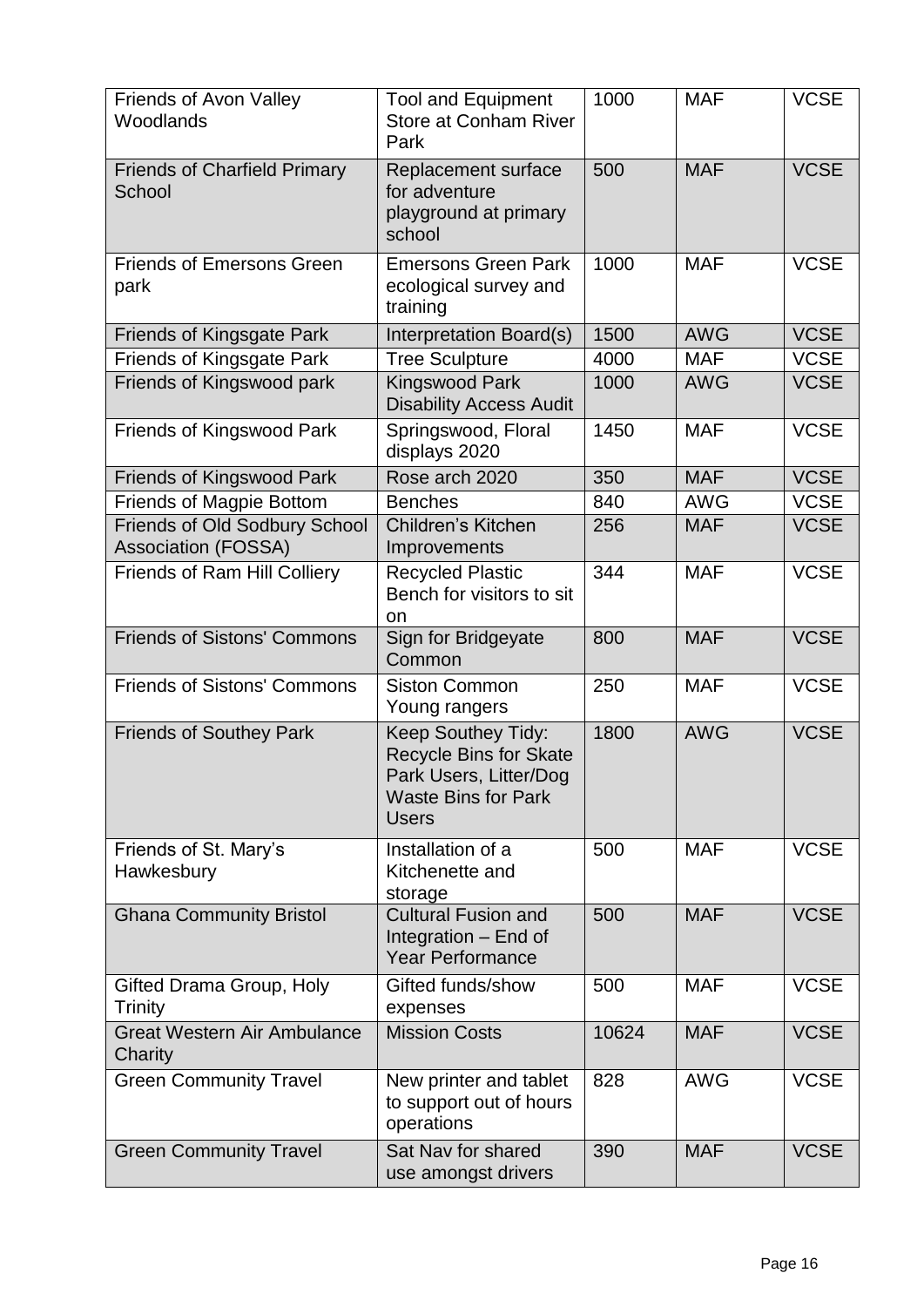| Friends of Avon Valley Woodlands | Tool and Equipment Store at Conham River Park | 1000 | MAF | VCSE |
|---|---|---|---|---|
| Friends of Charfield Primary School | Replacement surface for adventure playground at primary school | 500 | MAF | VCSE |
| Friends of Emersons Green park | Emersons Green Park ecological survey and training | 1000 | MAF | VCSE |
| Friends of Kingsgate Park | Interpretation Board(s) | 1500 | AWG | VCSE |
| Friends of Kingsgate Park | Tree Sculpture | 4000 | MAF | VCSE |
| Friends of Kingswood park | Kingswood Park Disability Access Audit | 1000 | AWG | VCSE |
| Friends of Kingswood Park | Springswood, Floral displays 2020 | 1450 | MAF | VCSE |
| Friends of Kingswood Park | Rose arch 2020 | 350 | MAF | VCSE |
| Friends of Magpie Bottom | Benches | 840 | AWG | VCSE |
| Friends of Old Sodbury School Association (FOSSA) | Children's Kitchen Improvements | 256 | MAF | VCSE |
| Friends of Ram Hill Colliery | Recycled Plastic Bench for visitors to sit on | 344 | MAF | VCSE |
| Friends of Sistons' Commons | Sign for Bridgeyate Common | 800 | MAF | VCSE |
| Friends of Sistons' Commons | Siston Common Young rangers | 250 | MAF | VCSE |
| Friends of Southey Park | Keep Southey Tidy: Recycle Bins for Skate Park Users, Litter/Dog Waste Bins for Park Users | 1800 | AWG | VCSE |
| Friends of St. Mary's Hawkesbury | Installation of a Kitchenette and storage | 500 | MAF | VCSE |
| Ghana Community Bristol | Cultural Fusion and Integration – End of Year Performance | 500 | MAF | VCSE |
| Gifted Drama Group, Holy Trinity | Gifted funds/show expenses | 500 | MAF | VCSE |
| Great Western Air Ambulance Charity | Mission Costs | 10624 | MAF | VCSE |
| Green Community Travel | New printer and tablet to support out of hours operations | 828 | AWG | VCSE |
| Green Community Travel | Sat Nav for shared use amongst drivers | 390 | MAF | VCSE |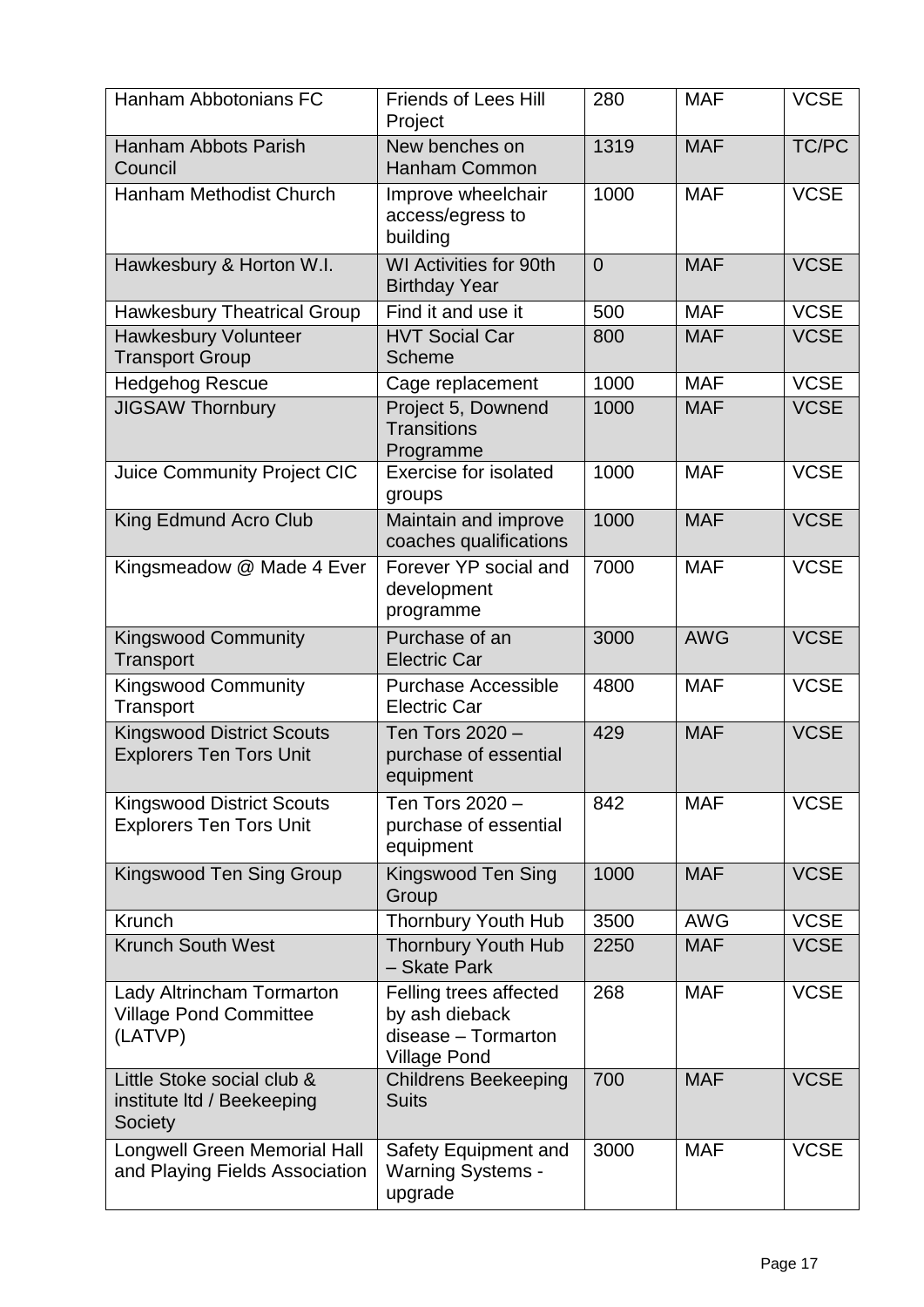| Hanham Abbotonians FC | Friends of Lees Hill Project | 280 | MAF | VCSE |
|---|---|---|---|---|
| Hanham Abbots Parish Council | New benches on Hanham Common | 1319 | MAF | TC/PC |
| Hanham Methodist Church | Improve wheelchair access/egress to building | 1000 | MAF | VCSE |
| Hawkesbury & Horton W.I. | WI Activities for 90th Birthday Year | 0 | MAF | VCSE |
| Hawkesbury Theatrical Group | Find it and use it | 500 | MAF | VCSE |
| Hawkesbury Volunteer Transport Group | HVT Social Car Scheme | 800 | MAF | VCSE |
| Hedgehog Rescue | Cage replacement | 1000 | MAF | VCSE |
| JIGSAW Thornbury | Project 5, Downend Transitions Programme | 1000 | MAF | VCSE |
| Juice Community Project CIC | Exercise for isolated groups | 1000 | MAF | VCSE |
| King Edmund Acro Club | Maintain and improve coaches qualifications | 1000 | MAF | VCSE |
| Kingsmeadow @ Made 4 Ever | Forever YP social and development programme | 7000 | MAF | VCSE |
| Kingswood Community Transport | Purchase of an Electric Car | 3000 | AWG | VCSE |
| Kingswood Community Transport | Purchase Accessible Electric Car | 4800 | MAF | VCSE |
| Kingswood District Scouts Explorers Ten Tors Unit | Ten Tors 2020 – purchase of essential equipment | 429 | MAF | VCSE |
| Kingswood District Scouts Explorers Ten Tors Unit | Ten Tors 2020 – purchase of essential equipment | 842 | MAF | VCSE |
| Kingswood Ten Sing Group | Kingswood Ten Sing Group | 1000 | MAF | VCSE |
| Krunch | Thornbury Youth Hub | 3500 | AWG | VCSE |
| Krunch South West | Thornbury Youth Hub – Skate Park | 2250 | MAF | VCSE |
| Lady Altrincham Tormarton Village Pond Committee (LATVP) | Felling trees affected by ash dieback disease – Tormarton Village Pond | 268 | MAF | VCSE |
| Little Stoke social club & institute ltd / Beekeeping Society | Childrens Beekeeping Suits | 700 | MAF | VCSE |
| Longwell Green Memorial Hall and Playing Fields Association | Safety Equipment and Warning Systems - upgrade | 3000 | MAF | VCSE |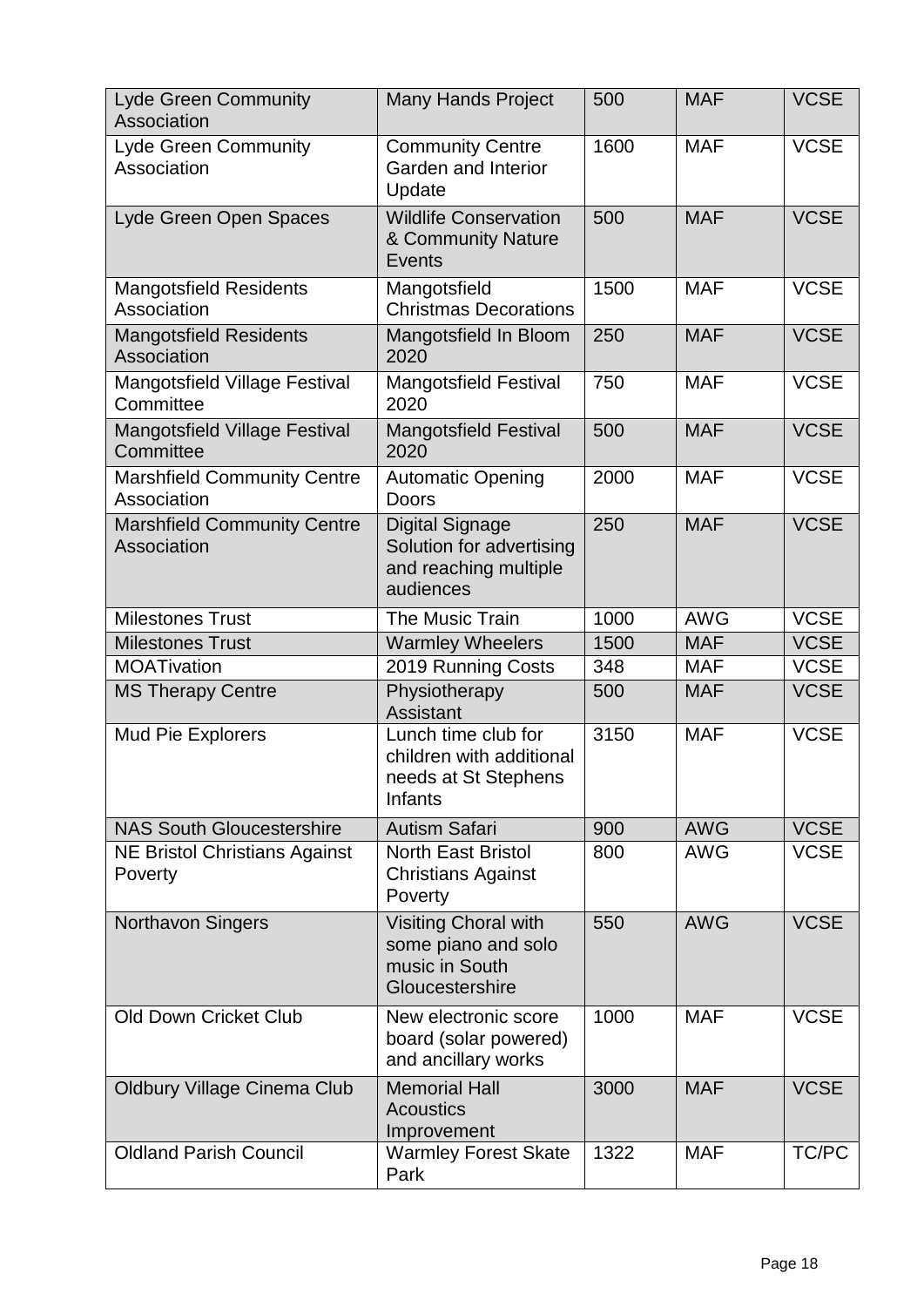| | | | | |
|---|---|---|---|---|
| Lyde Green Community Association | Many Hands Project | 500 | MAF | VCSE |
| Lyde Green Community Association | Community Centre Garden and Interior Update | 1600 | MAF | VCSE |
| Lyde Green Open Spaces | Wildlife Conservation & Community Nature Events | 500 | MAF | VCSE |
| Mangotsfield Residents Association | Mangotsfield Christmas Decorations | 1500 | MAF | VCSE |
| Mangotsfield Residents Association | Mangotsfield In Bloom 2020 | 250 | MAF | VCSE |
| Mangotsfield Village Festival Committee | Mangotsfield Festival 2020 | 750 | MAF | VCSE |
| Mangotsfield Village Festival Committee | Mangotsfield Festival 2020 | 500 | MAF | VCSE |
| Marshfield Community Centre Association | Automatic Opening Doors | 2000 | MAF | VCSE |
| Marshfield Community Centre Association | Digital Signage Solution for advertising and reaching multiple audiences | 250 | MAF | VCSE |
| Milestones Trust | The Music Train | 1000 | AWG | VCSE |
| Milestones Trust | Warmley Wheelers | 1500 | MAF | VCSE |
| MOATivation | 2019 Running Costs | 348 | MAF | VCSE |
| MS Therapy Centre | Physiotherapy Assistant | 500 | MAF | VCSE |
| Mud Pie Explorers | Lunch time club for children with additional needs at St Stephens Infants | 3150 | MAF | VCSE |
| NAS South Gloucestershire | Autism Safari | 900 | AWG | VCSE |
| NE Bristol Christians Against Poverty | North East Bristol Christians Against Poverty | 800 | AWG | VCSE |
| Northavon Singers | Visiting Choral with some piano and solo music in South Gloucestershire | 550 | AWG | VCSE |
| Old Down Cricket Club | New electronic score board (solar powered) and ancillary works | 1000 | MAF | VCSE |
| Oldbury Village Cinema Club | Memorial Hall Acoustics Improvement | 3000 | MAF | VCSE |
| Oldland Parish Council | Warmley Forest Skate Park | 1322 | MAF | TC/PC |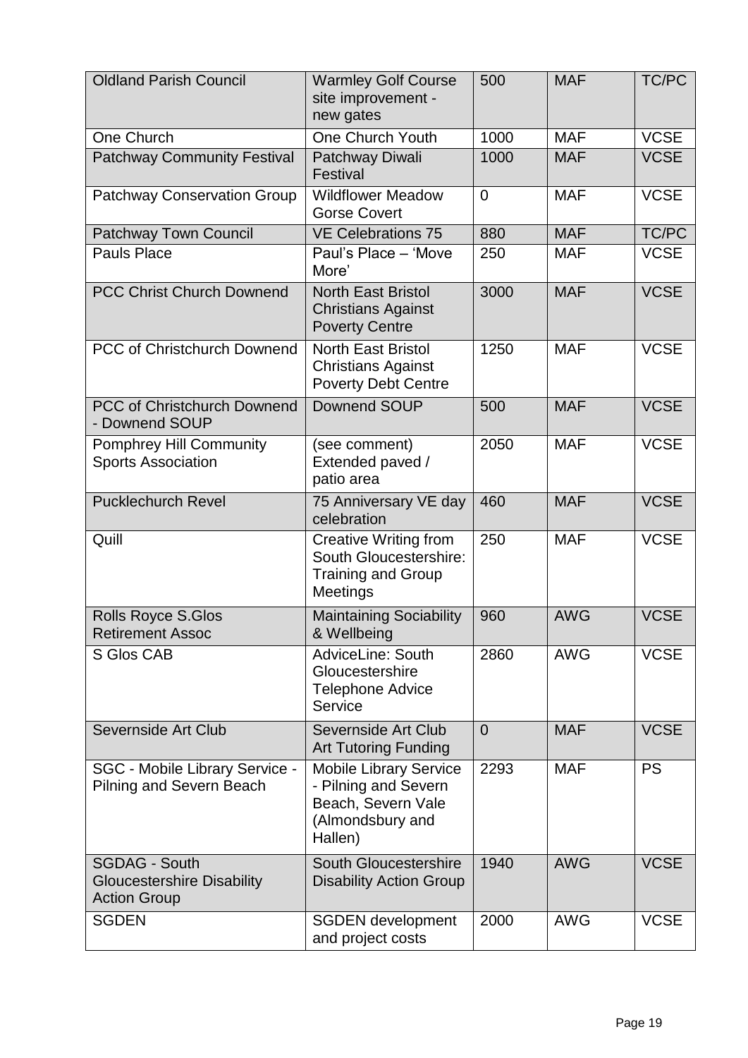| Oldland Parish Council | Warmley Golf Course site improvement - new gates | 500 | MAF | TC/PC |
|---|---|---|---|---|
| One Church | One Church Youth | 1000 | MAF | VCSE |
| Patchway Community Festival | Patchway Diwali Festival | 1000 | MAF | VCSE |
| Patchway Conservation Group | Wildflower Meadow Gorse Covert | 0 | MAF | VCSE |
| Patchway Town Council | VE Celebrations 75 | 880 | MAF | TC/PC |
| Pauls Place | Paul's Place – 'Move More' | 250 | MAF | VCSE |
| PCC Christ Church Downend | North East Bristol Christians Against Poverty Centre | 3000 | MAF | VCSE |
| PCC of Christchurch Downend | North East Bristol Christians Against Poverty Debt Centre | 1250 | MAF | VCSE |
| PCC of Christchurch Downend - Downend SOUP | Downend SOUP | 500 | MAF | VCSE |
| Pomphrey Hill Community Sports Association | (see comment) Extended paved / patio area | 2050 | MAF | VCSE |
| Pucklechurch Revel | 75 Anniversary VE day celebration | 460 | MAF | VCSE |
| Quill | Creative Writing from South Gloucestershire: Training and Group Meetings | 250 | MAF | VCSE |
| Rolls Royce S.Glos Retirement Assoc | Maintaining Sociability & Wellbeing | 960 | AWG | VCSE |
| S Glos CAB | AdviceLine: South Gloucestershire Telephone Advice Service | 2860 | AWG | VCSE |
| Severnside Art Club | Severnside Art Club Art Tutoring Funding | 0 | MAF | VCSE |
| SGC - Mobile Library Service - Pilning and Severn Beach | Mobile Library Service - Pilning and Severn Beach, Severn Vale (Almondsbury and Hallen) | 2293 | MAF | PS |
| SGDAG - South Gloucestershire Disability Action Group | South Gloucestershire Disability Action Group | 1940 | AWG | VCSE |
| SGDEN | SGDEN development and project costs | 2000 | AWG | VCSE |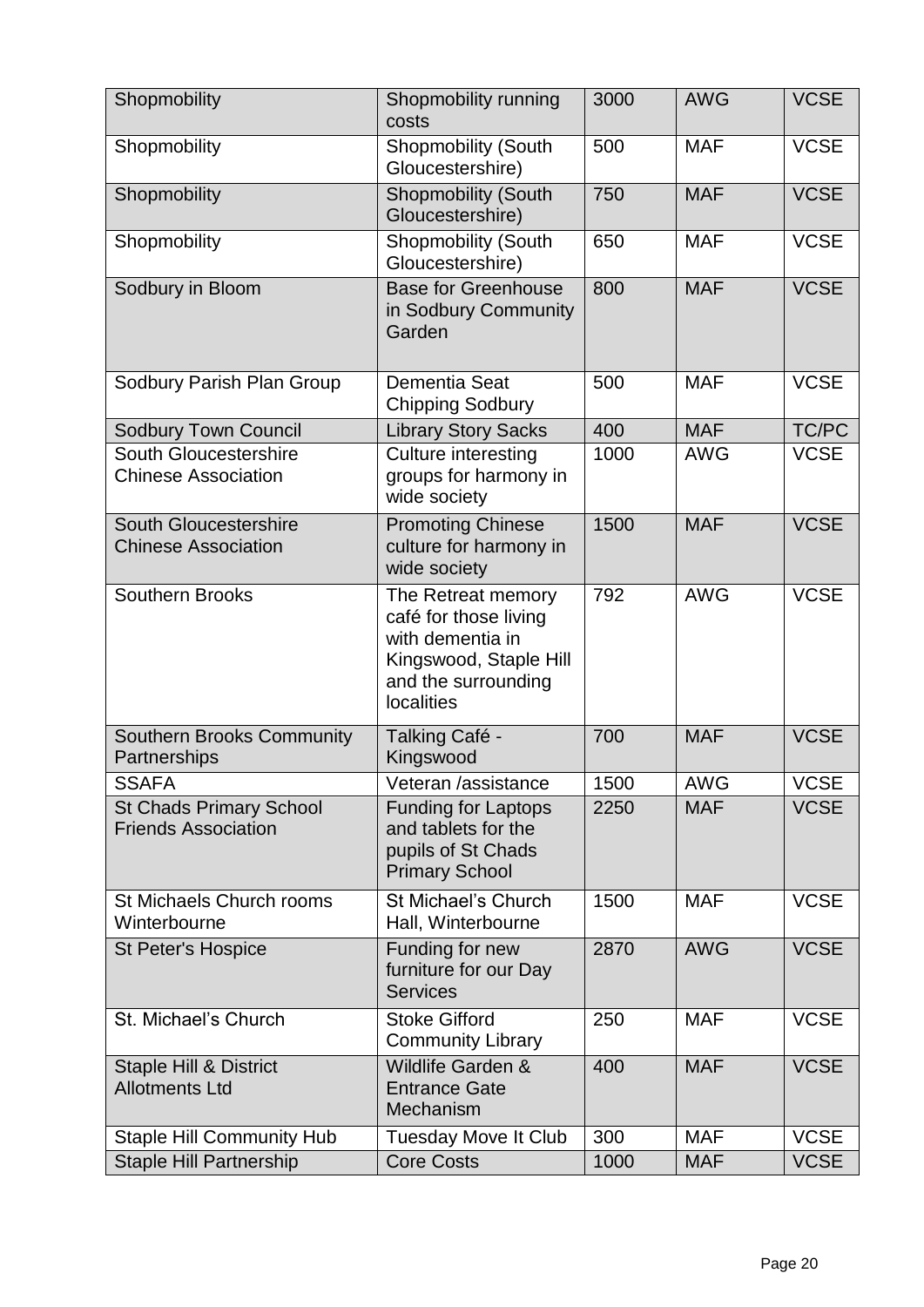| Shopmobility | Shopmobility running costs | 3000 | AWG | VCSE |
|---|---|---|---|---|
| Shopmobility | Shopmobility (South Gloucestershire) | 500 | MAF | VCSE |
| Shopmobility | Shopmobility (South Gloucestershire) | 750 | MAF | VCSE |
| Shopmobility | Shopmobility (South Gloucestershire) | 650 | MAF | VCSE |
| Sodbury in Bloom | Base for Greenhouse in Sodbury Community Garden | 800 | MAF | VCSE |
| Sodbury Parish Plan Group | Dementia Seat Chipping Sodbury | 500 | MAF | VCSE |
| Sodbury Town Council | Library Story Sacks | 400 | MAF | TC/PC |
| South Gloucestershire Chinese Association | Culture interesting groups for harmony in wide society | 1000 | AWG | VCSE |
| South Gloucestershire Chinese Association | Promoting Chinese culture for harmony in wide society | 1500 | MAF | VCSE |
| Southern Brooks | The Retreat memory café for those living with dementia in Kingswood, Staple Hill and the surrounding localities | 792 | AWG | VCSE |
| Southern Brooks Community Partnerships | Talking Café - Kingswood | 700 | MAF | VCSE |
| SSAFA | Veteran /assistance | 1500 | AWG | VCSE |
| St Chads Primary School Friends Association | Funding for Laptops and tablets for the pupils of St Chads Primary School | 2250 | MAF | VCSE |
| St Michaels Church rooms Winterbourne | St Michael's Church Hall, Winterbourne | 1500 | MAF | VCSE |
| St Peter's Hospice | Funding for new furniture for our Day Services | 2870 | AWG | VCSE |
| St. Michael's Church | Stoke Gifford Community Library | 250 | MAF | VCSE |
| Staple Hill & District Allotments Ltd | Wildlife Garden & Entrance Gate Mechanism | 400 | MAF | VCSE |
| Staple Hill Community Hub | Tuesday Move It Club | 300 | MAF | VCSE |
| Staple Hill Partnership | Core Costs | 1000 | MAF | VCSE |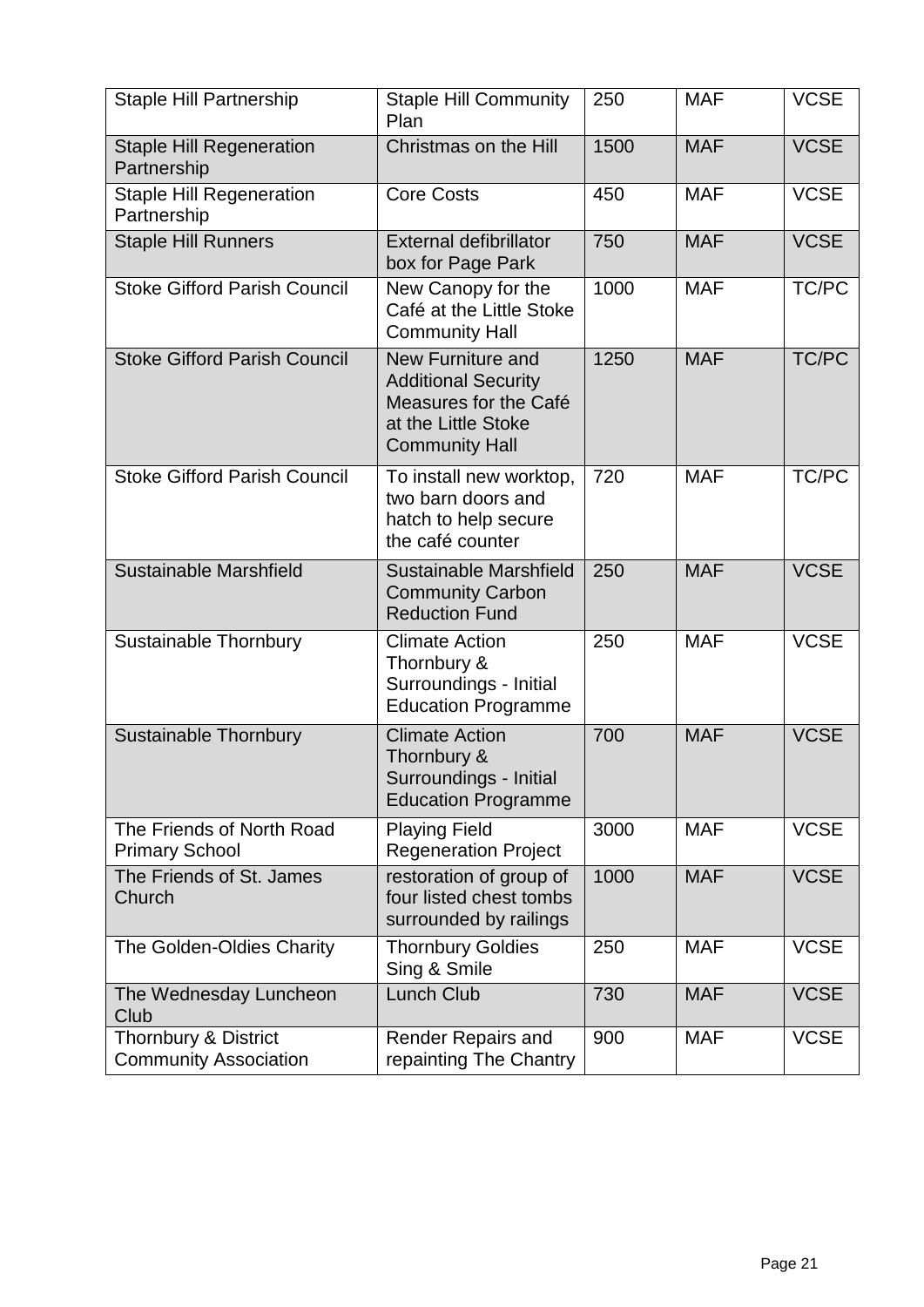| Staple Hill Partnership | Staple Hill Community Plan | 250 | MAF | VCSE |
|---|---|---|---|---|
| Staple Hill Regeneration Partnership | Christmas on the Hill | 1500 | MAF | VCSE |
| Staple Hill Regeneration Partnership | Core Costs | 450 | MAF | VCSE |
| Staple Hill Runners | External defibrillator box for Page Park | 750 | MAF | VCSE |
| Stoke Gifford Parish Council | New Canopy for the Café at the Little Stoke Community Hall | 1000 | MAF | TC/PC |
| Stoke Gifford Parish Council | New Furniture and Additional Security Measures for the Café at the Little Stoke Community Hall | 1250 | MAF | TC/PC |
| Stoke Gifford Parish Council | To install new worktop, two barn doors and hatch to help secure the café counter | 720 | MAF | TC/PC |
| Sustainable Marshfield | Sustainable Marshfield Community Carbon Reduction Fund | 250 | MAF | VCSE |
| Sustainable Thornbury | Climate Action Thornbury & Surroundings - Initial Education Programme | 250 | MAF | VCSE |
| Sustainable Thornbury | Climate Action Thornbury & Surroundings - Initial Education Programme | 700 | MAF | VCSE |
| The Friends of North Road Primary School | Playing Field Regeneration Project | 3000 | MAF | VCSE |
| The Friends of St. James Church | restoration of group of four listed chest tombs surrounded by railings | 1000 | MAF | VCSE |
| The Golden-Oldies Charity | Thornbury Goldies Sing & Smile | 250 | MAF | VCSE |
| The Wednesday Luncheon Club | Lunch Club | 730 | MAF | VCSE |
| Thornbury & District Community Association | Render Repairs and repainting The Chantry | 900 | MAF | VCSE |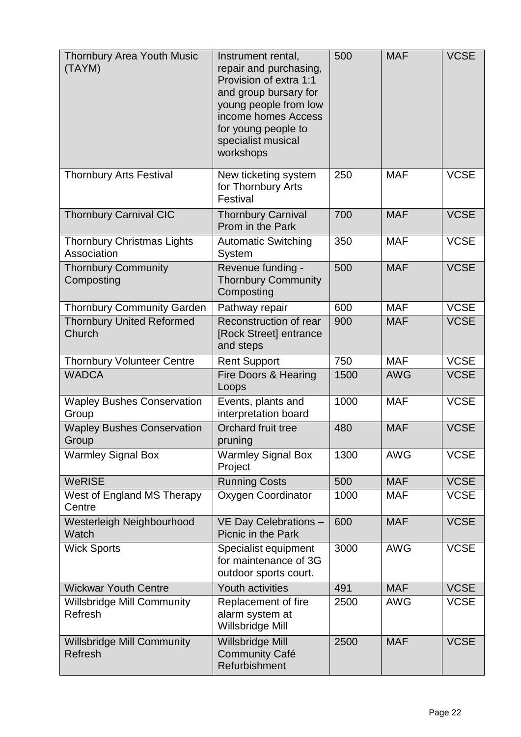| Thornbury Area Youth Music (TAYM) | Instrument rental, repair and purchasing, Provision of extra 1:1 and group bursary for young people from low income homes Access for young people to specialist musical workshops | 500 | MAF | VCSE |
|---|---|---|---|---|
| Thornbury Arts Festival | New ticketing system for Thornbury Arts Festival | 250 | MAF | VCSE |
| Thornbury Carnival CIC | Thornbury Carnival Prom in the Park | 700 | MAF | VCSE |
| Thornbury Christmas Lights Association | Automatic Switching System | 350 | MAF | VCSE |
| Thornbury Community Composting | Revenue funding - Thornbury Community Composting | 500 | MAF | VCSE |
| Thornbury Community Garden | Pathway repair | 600 | MAF | VCSE |
| Thornbury United Reformed Church | Reconstruction of rear [Rock Street] entrance and steps | 900 | MAF | VCSE |
| Thornbury Volunteer Centre | Rent Support | 750 | MAF | VCSE |
| WADCA | Fire Doors & Hearing Loops | 1500 | AWG | VCSE |
| Wapley Bushes Conservation Group | Events, plants and interpretation board | 1000 | MAF | VCSE |
| Wapley Bushes Conservation Group | Orchard fruit tree pruning | 480 | MAF | VCSE |
| Warmley Signal Box | Warmley Signal Box Project | 1300 | AWG | VCSE |
| WeRISE | Running Costs | 500 | MAF | VCSE |
| West of England MS Therapy Centre | Oxygen Coordinator | 1000 | MAF | VCSE |
| Westerleigh Neighbourhood Watch | VE Day Celebrations – Picnic in the Park | 600 | MAF | VCSE |
| Wick Sports | Specialist equipment for maintenance of 3G outdoor sports court. | 3000 | AWG | VCSE |
| Wickwar Youth Centre | Youth activities | 491 | MAF | VCSE |
| Willsbridge Mill Community Refresh | Replacement of fire alarm system at Willsbridge Mill | 2500 | AWG | VCSE |
| Willsbridge Mill Community Refresh | Willsbridge Mill Community Café Refurbishment | 2500 | MAF | VCSE |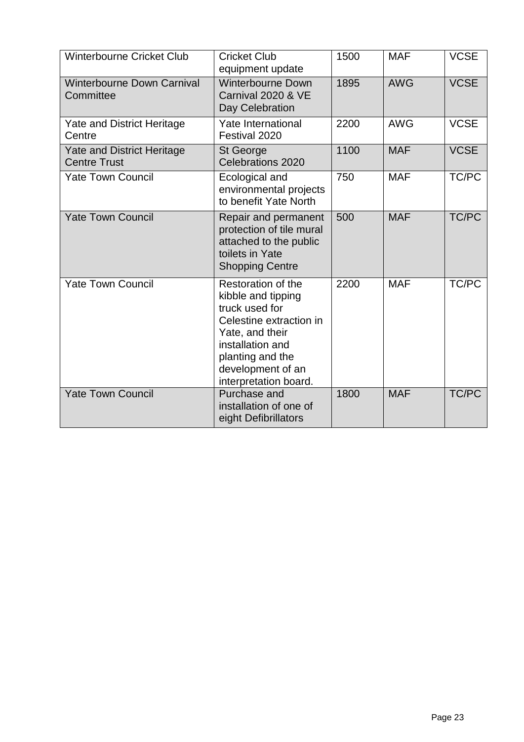| | | | | |
|---|---|---|---|---|
| Winterbourne Cricket Club | Cricket Club equipment update | 1500 | MAF | VCSE |
| Winterbourne Down Carnival Committee | Winterbourne Down Carnival 2020 & VE Day Celebration | 1895 | AWG | VCSE |
| Yate and District Heritage Centre | Yate International Festival 2020 | 2200 | AWG | VCSE |
| Yate and District Heritage Centre Trust | St George Celebrations 2020 | 1100 | MAF | VCSE |
| Yate Town Council | Ecological and environmental projects to benefit Yate North | 750 | MAF | TC/PC |
| Yate Town Council | Repair and permanent protection of tile mural attached to the public toilets in Yate Shopping Centre | 500 | MAF | TC/PC |
| Yate Town Council | Restoration of the kibble and tipping truck used for Celestine extraction in Yate, and their installation and planting and the development of an interpretation board. | 2200 | MAF | TC/PC |
| Yate Town Council | Purchase and installation of one of eight Defibrillators | 1800 | MAF | TC/PC |